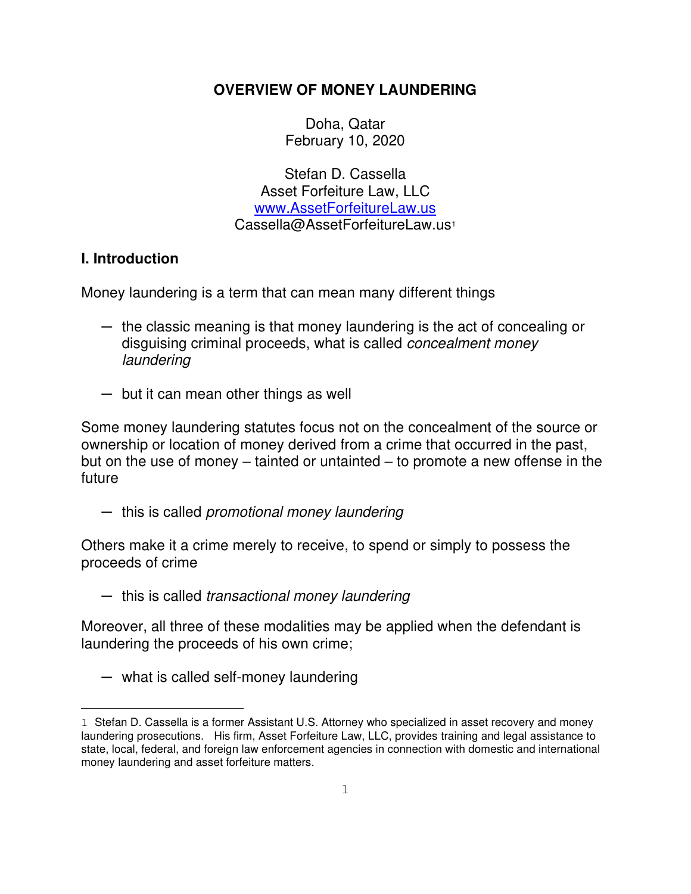# OVERVIEW OF MONEY LAUNDERING

Doha, Qatar
February 10, 2020

Stefan D. Cassella
Asset Forfeiture Law, LLC
[www.AssetForfeitureLaw.us](http://www.AssetForfeitureLaw.us)
Cassella@AssetForfeitureLaw.us[1]

## I. Introduction

Money laundering is a term that can mean many different things

- the classic meaning is that money laundering is the act of concealing or disguising criminal proceeds, what is called *concealment money laundering*

- but it can mean other things as well

Some money laundering statutes focus not on the concealment of the source or ownership or location of money derived from a crime that occurred in the past, but on the use of money – tainted or untainted – to promote a new offense in the future

- this is called *promotional money laundering*

Others make it a crime merely to receive, to spend or simply to possess the proceeds of crime

- this is called *transactional money laundering*

Moreover, all three of these modalities may be applied when the defendant is laundering the proceeds of his own crime;

- what is called self-money laundering

---

[1] Stefan D. Cassella is a former Assistant U.S. Attorney who specialized in asset recovery and money laundering prosecutions. His firm, Asset Forfeiture Law, LLC, provides training and legal assistance to state, local, federal, and foreign law enforcement agencies in connection with domestic and international money laundering and asset forfeiture matters.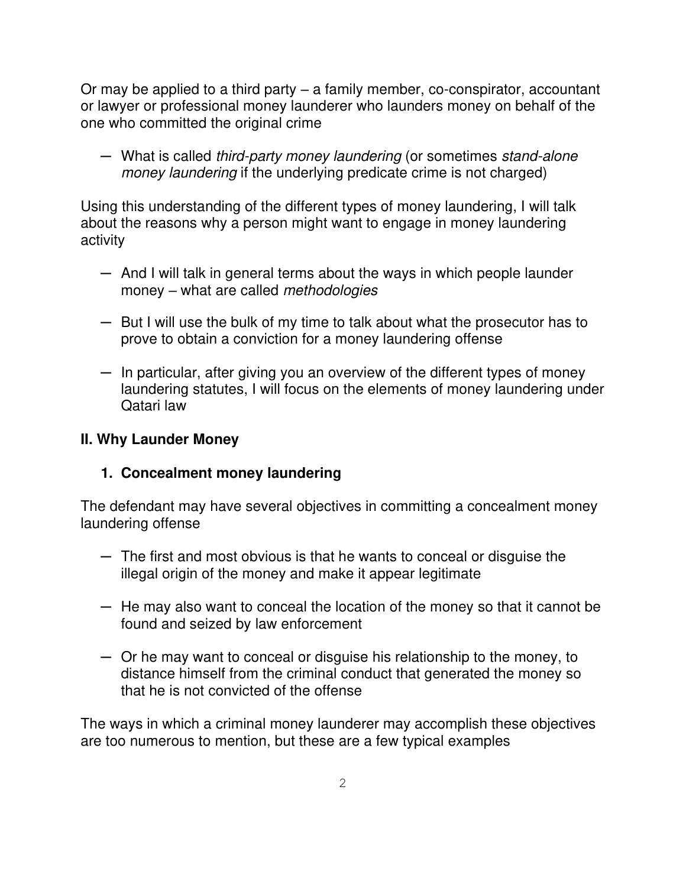Or may be applied to a third party – a family member, co-conspirator, accountant or lawyer or professional money launderer who launders money on behalf of the one who committed the original crime

- What is called *third-party money laundering* (or sometimes *stand-alone money laundering* if the underlying predicate crime is not charged)

Using this understanding of the different types of money laundering, I will talk about the reasons why a person might want to engage in money laundering activity

- And I will talk in general terms about the ways in which people launder money – what are called *methodologies*
- But I will use the bulk of my time to talk about what the prosecutor has to prove to obtain a conviction for a money laundering offense
- In particular, after giving you an overview of the different types of money laundering statutes, I will focus on the elements of money laundering under Qatari law

## II. Why Launder Money

### 1. Concealment money laundering

The defendant may have several objectives in committing a concealment money laundering offense

- The first and most obvious is that he wants to conceal or disguise the illegal origin of the money and make it appear legitimate
- He may also want to conceal the location of the money so that it cannot be found and seized by law enforcement
- Or he may want to conceal or disguise his relationship to the money, to distance himself from the criminal conduct that generated the money so that he is not convicted of the offense

The ways in which a criminal money launderer may accomplish these objectives are too numerous to mention, but these are a few typical examples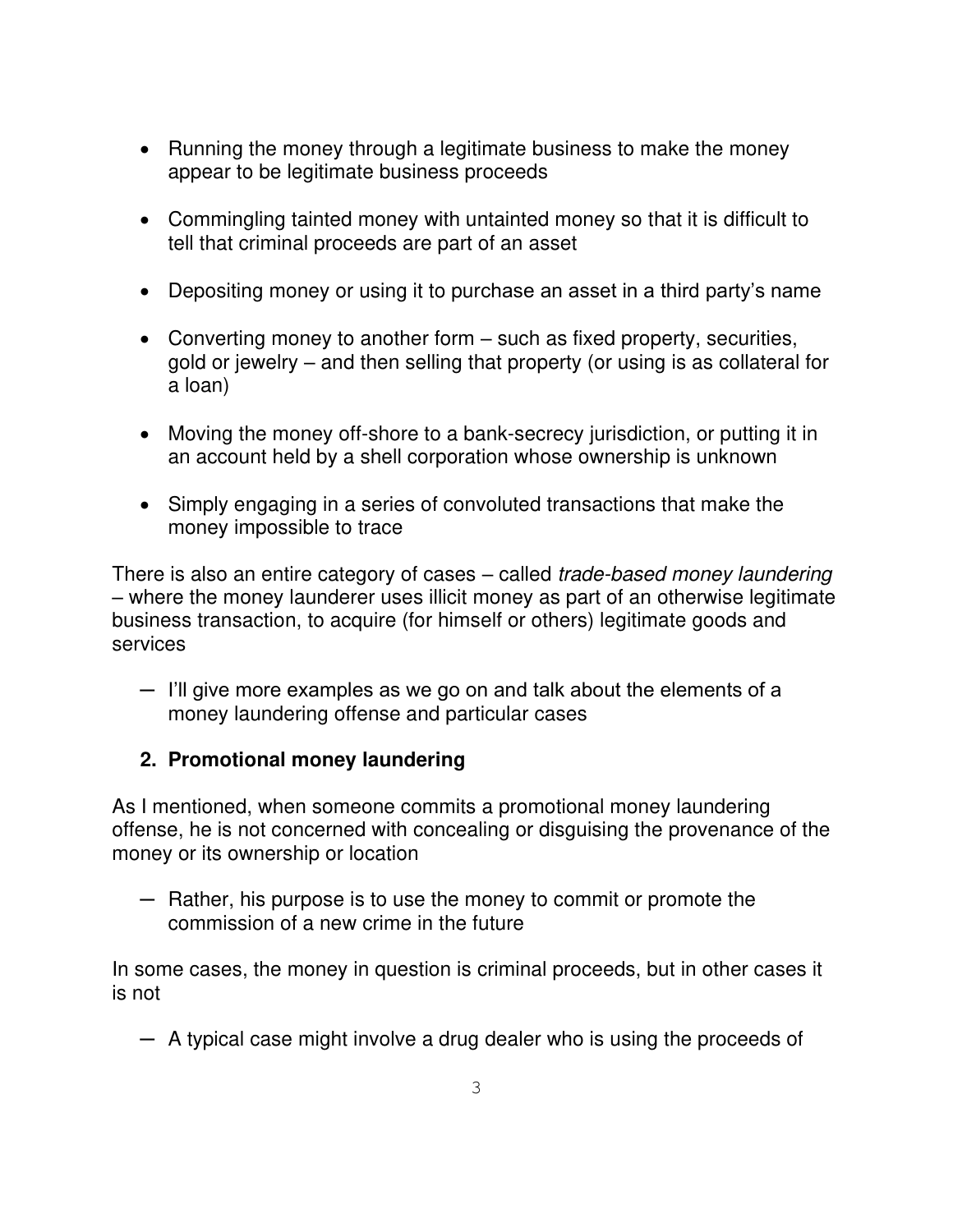- Running the money through a legitimate business to make the money appear to be legitimate business proceeds

- Commingling tainted money with untainted money so that it is difficult to tell that criminal proceeds are part of an asset

- Depositing money or using it to purchase an asset in a third party's name

- Converting money to another form – such as fixed property, securities, gold or jewelry – and then selling that property (or using is as collateral for a loan)

- Moving the money off-shore to a bank-secrecy jurisdiction, or putting it in an account held by a shell corporation whose ownership is unknown

- Simply engaging in a series of convoluted transactions that make the money impossible to trace

There is also an entire category of cases – called *trade-based money laundering* – where the money launderer uses illicit money as part of an otherwise legitimate business transaction, to acquire (for himself or others) legitimate goods and services

— I'll give more examples as we go on and talk about the elements of a money laundering offense and particular cases

**2. Promotional money laundering**

As I mentioned, when someone commits a promotional money laundering offense, he is not concerned with concealing or disguising the provenance of the money or its ownership or location

— Rather, his purpose is to use the money to commit or promote the commission of a new crime in the future

In some cases, the money in question is criminal proceeds, but in other cases it is not

— A typical case might involve a drug dealer who is using the proceeds of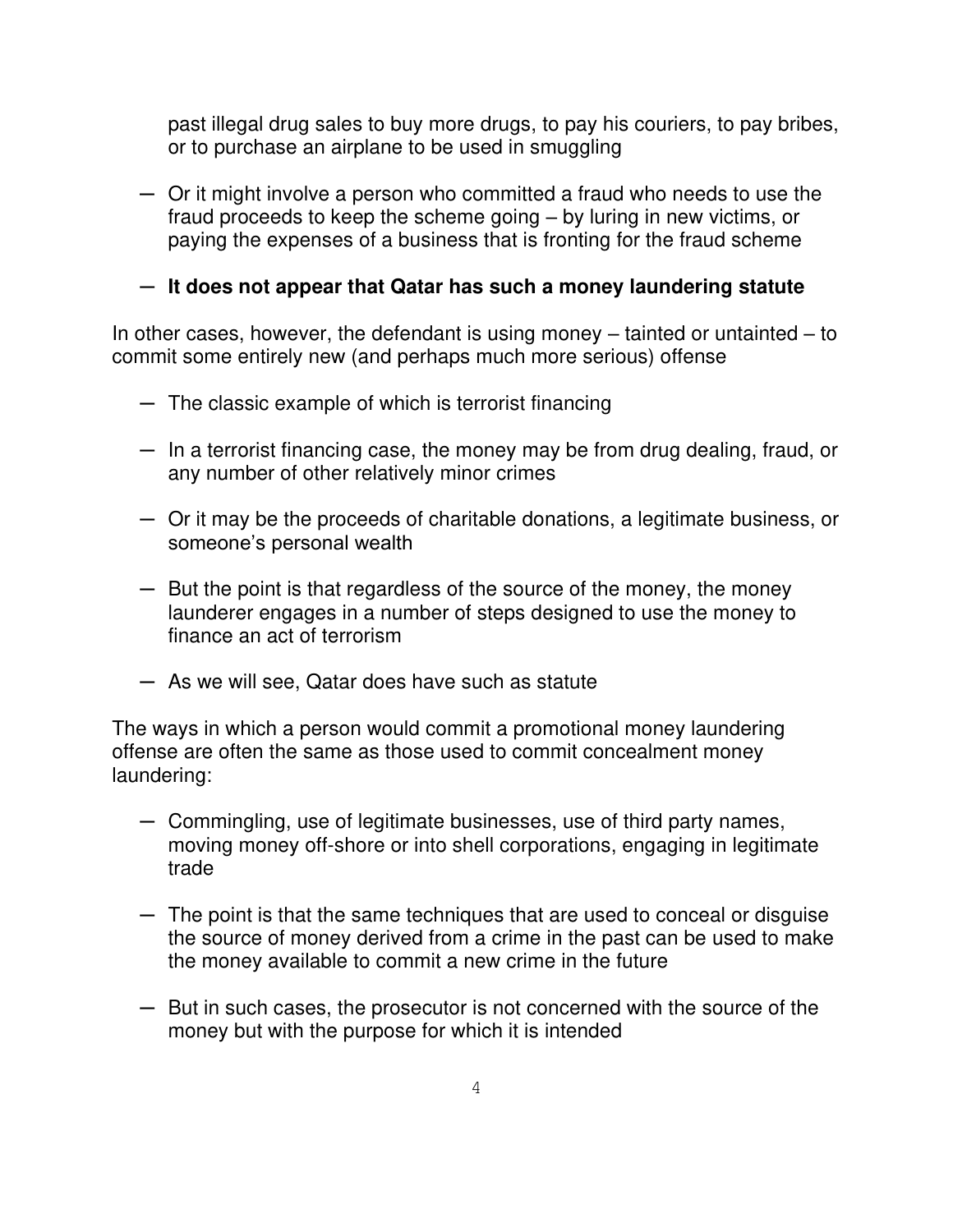past illegal drug sales to buy more drugs, to pay his couriers, to pay bribes, or to purchase an airplane to be used in smuggling

- Or it might involve a person who committed a fraud who needs to use the fraud proceeds to keep the scheme going – by luring in new victims, or paying the expenses of a business that is fronting for the fraud scheme

- **It does not appear that Qatar has such a money laundering statute**

In other cases, however, the defendant is using money – tainted or untainted – to commit some entirely new (and perhaps much more serious) offense

- The classic example of which is terrorist financing

- In a terrorist financing case, the money may be from drug dealing, fraud, or any number of other relatively minor crimes

- Or it may be the proceeds of charitable donations, a legitimate business, or someone's personal wealth

- But the point is that regardless of the source of the money, the money launderer engages in a number of steps designed to use the money to finance an act of terrorism

- As we will see, Qatar does have such as statute

The ways in which a person would commit a promotional money laundering offense are often the same as those used to commit concealment money laundering:

- Commingling, use of legitimate businesses, use of third party names, moving money off-shore or into shell corporations, engaging in legitimate trade

- The point is that the same techniques that are used to conceal or disguise the source of money derived from a crime in the past can be used to make the money available to commit a new crime in the future

- But in such cases, the prosecutor is not concerned with the source of the money but with the purpose for which it is intended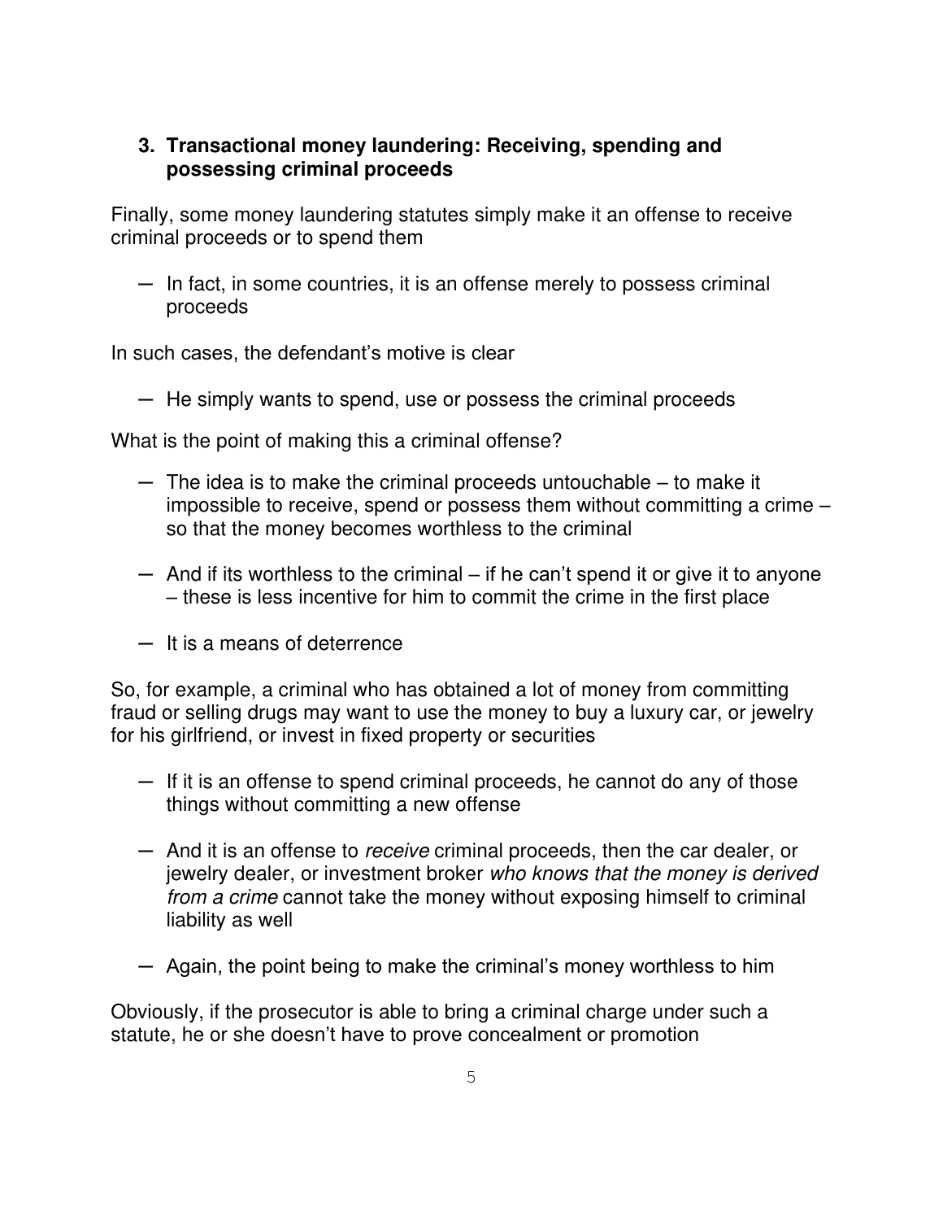### 3. Transactional money laundering: Receiving, spending and possessing criminal proceeds

Finally, some money laundering statutes simply make it an offense to receive criminal proceeds or to spend them

- In fact, in some countries, it is an offense merely to possess criminal proceeds

In such cases, the defendant's motive is clear

- He simply wants to spend, use or possess the criminal proceeds

What is the point of making this a criminal offense?

- The idea is to make the criminal proceeds untouchable – to make it impossible to receive, spend or possess them without committing a crime – so that the money becomes worthless to the criminal

- And if its worthless to the criminal – if he can't spend it or give it to anyone – these is less incentive for him to commit the crime in the first place

- It is a means of deterrence

So, for example, a criminal who has obtained a lot of money from committing fraud or selling drugs may want to use the money to buy a luxury car, or jewelry for his girlfriend, or invest in fixed property or securities

- If it is an offense to spend criminal proceeds, he cannot do any of those things without committing a new offense

- And it is an offense to *receive* criminal proceeds, then the car dealer, or jewelry dealer, or investment broker *who knows that the money is derived from a crime* cannot take the money without exposing himself to criminal liability as well

- Again, the point being to make the criminal's money worthless to him

Obviously, if the prosecutor is able to bring a criminal charge under such a statute, he or she doesn't have to prove concealment or promotion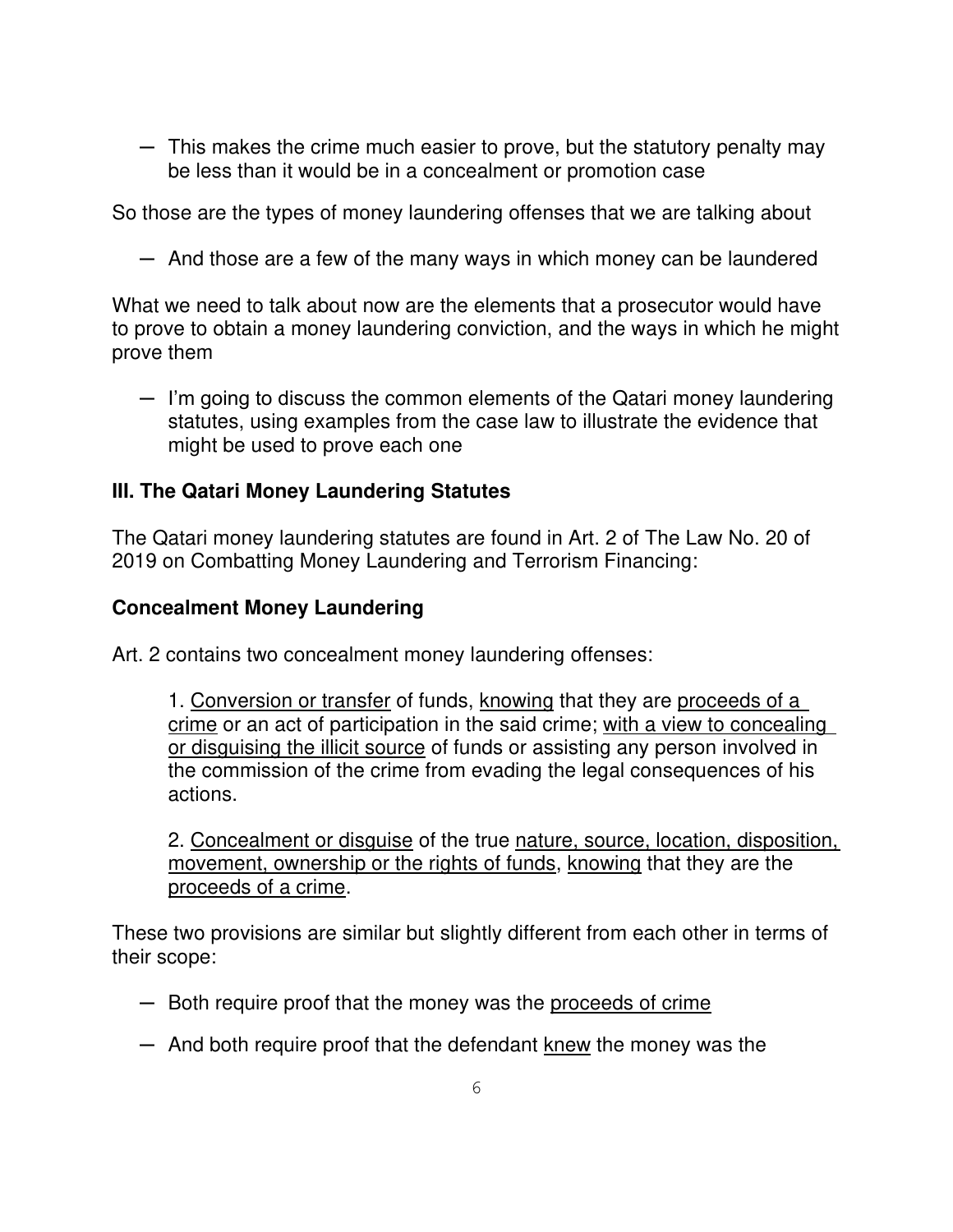- This makes the crime much easier to prove, but the statutory penalty may be less than it would be in a concealment or promotion case

So those are the types of money laundering offenses that we are talking about

- And those are a few of the many ways in which money can be laundered

What we need to talk about now are the elements that a prosecutor would have to prove to obtain a money laundering conviction, and the ways in which he might prove them

- I'm going to discuss the common elements of the Qatari money laundering statutes, using examples from the case law to illustrate the evidence that might be used to prove each one

## III. The Qatari Money Laundering Statutes

The Qatari money laundering statutes are found in Art. 2 of The Law No. 20 of 2019 on Combatting Money Laundering and Terrorism Financing:

### Concealment Money Laundering

Art. 2 contains two concealment money laundering offenses:

> 1. <u>Conversion or transfer</u> of funds, <u>knowing</u> that they are <u>proceeds of a crime</u> or an act of participation in the said crime; <u>with a view to concealing or disguising the illicit source</u> of funds or assisting any person involved in the commission of the crime from evading the legal consequences of his actions.
>
> 2. <u>Concealment or disguise</u> of the true <u>nature, source, location, disposition, movement, ownership or the rights of funds</u>, <u>knowing</u> that they are the <u>proceeds of a crime</u>.

These two provisions are similar but slightly different from each other in terms of their scope:

- Both require proof that the money was the <u>proceeds of crime</u>
- And both require proof that the defendant <u>knew</u> the money was the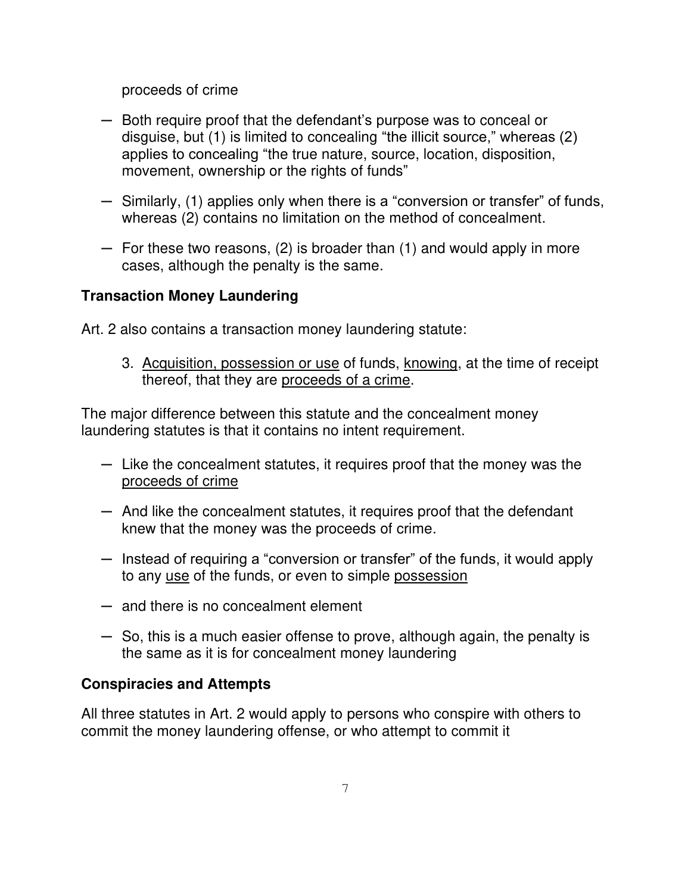proceeds of crime

- Both require proof that the defendant's purpose was to conceal or disguise, but (1) is limited to concealing "the illicit source," whereas (2) applies to concealing "the true nature, source, location, disposition, movement, ownership or the rights of funds"
- Similarly, (1) applies only when there is a "conversion or transfer" of funds, whereas (2) contains no limitation on the method of concealment.
- For these two reasons, (2) is broader than (1) and would apply in more cases, although the penalty is the same.

**Transaction Money Laundering**

Art. 2 also contains a transaction money laundering statute:

3. <u>Acquisition, possession or use</u> of funds, <u>knowing</u>, at the time of receipt thereof, that they are <u>proceeds of a crime</u>.

The major difference between this statute and the concealment money laundering statutes is that it contains no intent requirement.

- Like the concealment statutes, it requires proof that the money was the <u>proceeds of crime</u>
- And like the concealment statutes, it requires proof that the defendant knew that the money was the proceeds of crime.
- Instead of requiring a "conversion or transfer" of the funds, it would apply to any <u>use</u> of the funds, or even to simple <u>possession</u>
- and there is no concealment element
- So, this is a much easier offense to prove, although again, the penalty is the same as it is for concealment money laundering

**Conspiracies and Attempts**

All three statutes in Art. 2 would apply to persons who conspire with others to commit the money laundering offense, or who attempt to commit it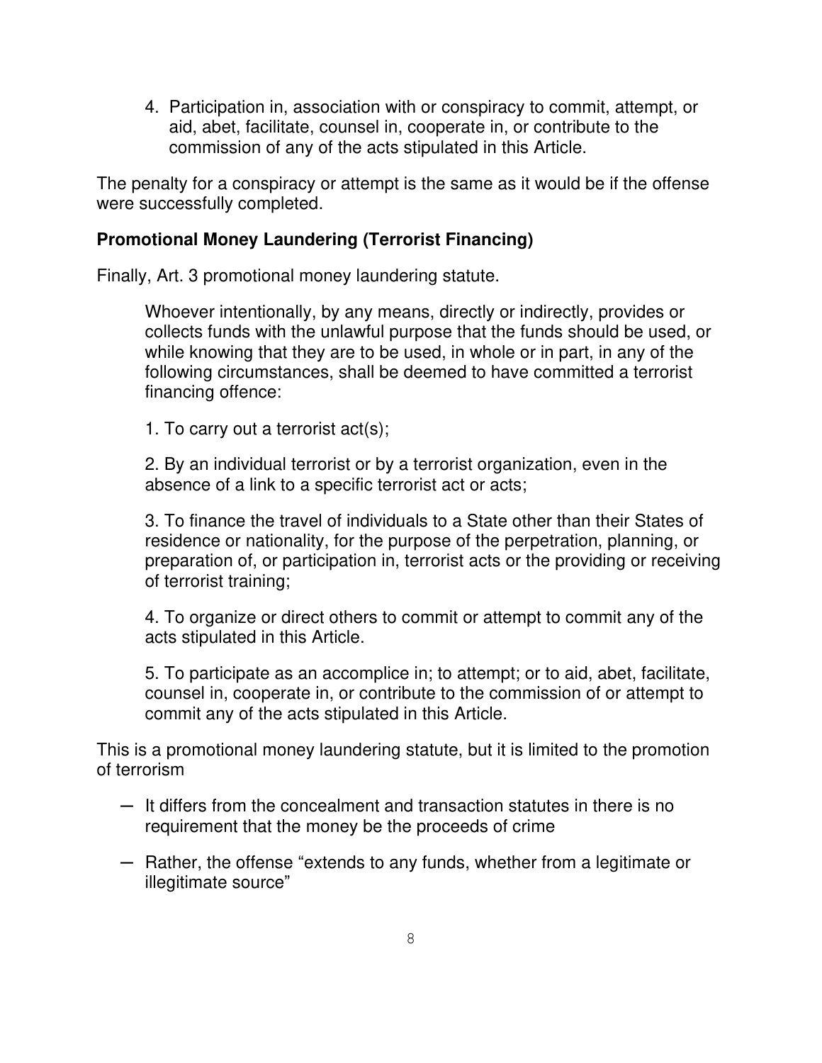4. Participation in, association with or conspiracy to commit, attempt, or aid, abet, facilitate, counsel in, cooperate in, or contribute to the commission of any of the acts stipulated in this Article.

The penalty for a conspiracy or attempt is the same as it would be if the offense were successfully completed.

**Promotional Money Laundering (Terrorist Financing)**

Finally, Art. 3 promotional money laundering statute.

> Whoever intentionally, by any means, directly or indirectly, provides or collects funds with the unlawful purpose that the funds should be used, or while knowing that they are to be used, in whole or in part, in any of the following circumstances, shall be deemed to have committed a terrorist financing offence:
>
> 1. To carry out a terrorist act(s);
>
> 2. By an individual terrorist or by a terrorist organization, even in the absence of a link to a specific terrorist act or acts;
>
> 3. To finance the travel of individuals to a State other than their States of residence or nationality, for the purpose of the perpetration, planning, or preparation of, or participation in, terrorist acts or the providing or receiving of terrorist training;
>
> 4. To organize or direct others to commit or attempt to commit any of the acts stipulated in this Article.
>
> 5. To participate as an accomplice in; to attempt; or to aid, abet, facilitate, counsel in, cooperate in, or contribute to the commission of or attempt to commit any of the acts stipulated in this Article.

This is a promotional money laundering statute, but it is limited to the promotion of terrorism

- It differs from the concealment and transaction statutes in there is no requirement that the money be the proceeds of crime
- Rather, the offense "extends to any funds, whether from a legitimate or illegitimate source"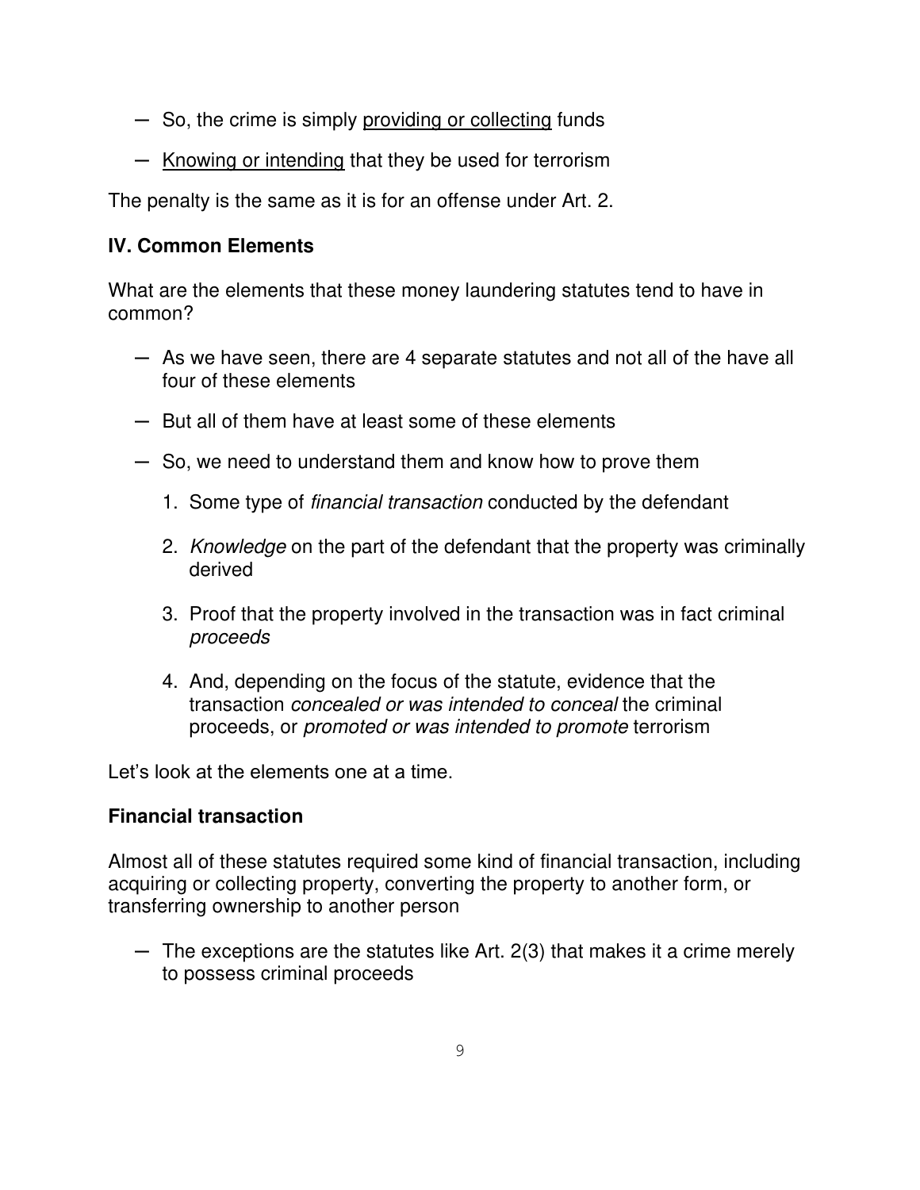- So, the crime is simply providing or collecting funds
- Knowing or intending that they be used for terrorism

The penalty is the same as it is for an offense under Art. 2.

### IV. Common Elements

What are the elements that these money laundering statutes tend to have in common?

- As we have seen, there are 4 separate statutes and not all of the have all four of these elements
- But all of them have at least some of these elements
- So, we need to understand them and know how to prove them
    1. Some type of *financial transaction* conducted by the defendant
    2. *Knowledge* on the part of the defendant that the property was criminally derived
    3. Proof that the property involved in the transaction was in fact criminal *proceeds*
    4. And, depending on the focus of the statute, evidence that the transaction *concealed or was intended to conceal* the criminal proceeds, or *promoted or was intended to promote* terrorism

Let's look at the elements one at a time.

### Financial transaction

Almost all of these statutes required some kind of financial transaction, including acquiring or collecting property, converting the property to another form, or transferring ownership to another person

- The exceptions are the statutes like Art. 2(3) that makes it a crime merely to possess criminal proceeds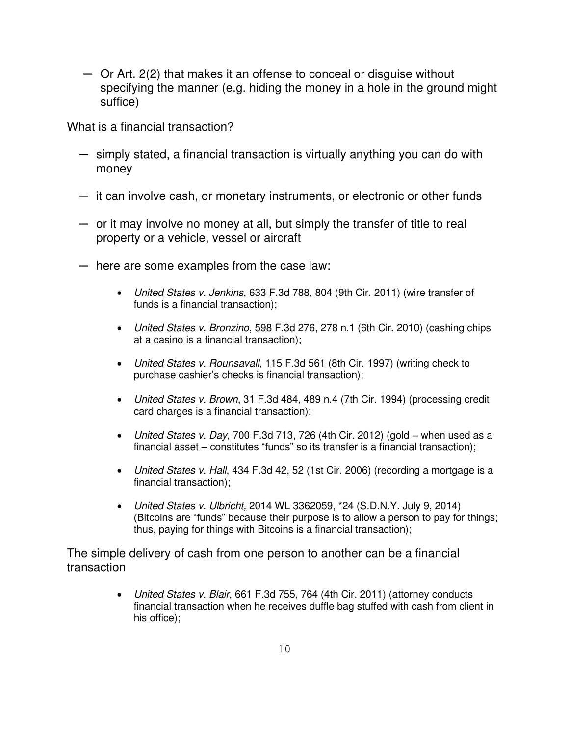- Or Art. 2(2) that makes it an offense to conceal or disguise without specifying the manner (e.g. hiding the money in a hole in the ground might suffice)

What is a financial transaction?

- simply stated, a financial transaction is virtually anything you can do with money
- it can involve cash, or monetary instruments, or electronic or other funds
- or it may involve no money at all, but simply the transfer of title to real property or a vehicle, vessel or aircraft
- here are some examples from the case law:
  - *United States v. Jenkins*, 633 F.3d 788, 804 (9th Cir. 2011) (wire transfer of funds is a financial transaction);
  - *United States v. Bronzino*, 598 F.3d 276, 278 n.1 (6th Cir. 2010) (cashing chips at a casino is a financial transaction);
  - *United States v. Rounsavall*, 115 F.3d 561 (8th Cir. 1997) (writing check to purchase cashier's checks is financial transaction);
  - *United States v. Brown*, 31 F.3d 484, 489 n.4 (7th Cir. 1994) (processing credit card charges is a financial transaction);
  - *United States v. Day*, 700 F.3d 713, 726 (4th Cir. 2012) (gold – when used as a financial asset – constitutes "funds" so its transfer is a financial transaction);
  - *United States v. Hall*, 434 F.3d 42, 52 (1st Cir. 2006) (recording a mortgage is a financial transaction);
  - *United States v. Ulbricht,* 2014 WL 3362059, *24 (S.D.N.Y. July 9, 2014) (Bitcoins are "funds" because their purpose is to allow a person to pay for things; thus, paying for things with Bitcoins is a financial transaction);

The simple delivery of cash from one person to another can be a financial transaction

- *United States v. Blair,* 661 F.3d 755, 764 (4th Cir. 2011) (attorney conducts financial transaction when he receives duffle bag stuffed with cash from client in his office);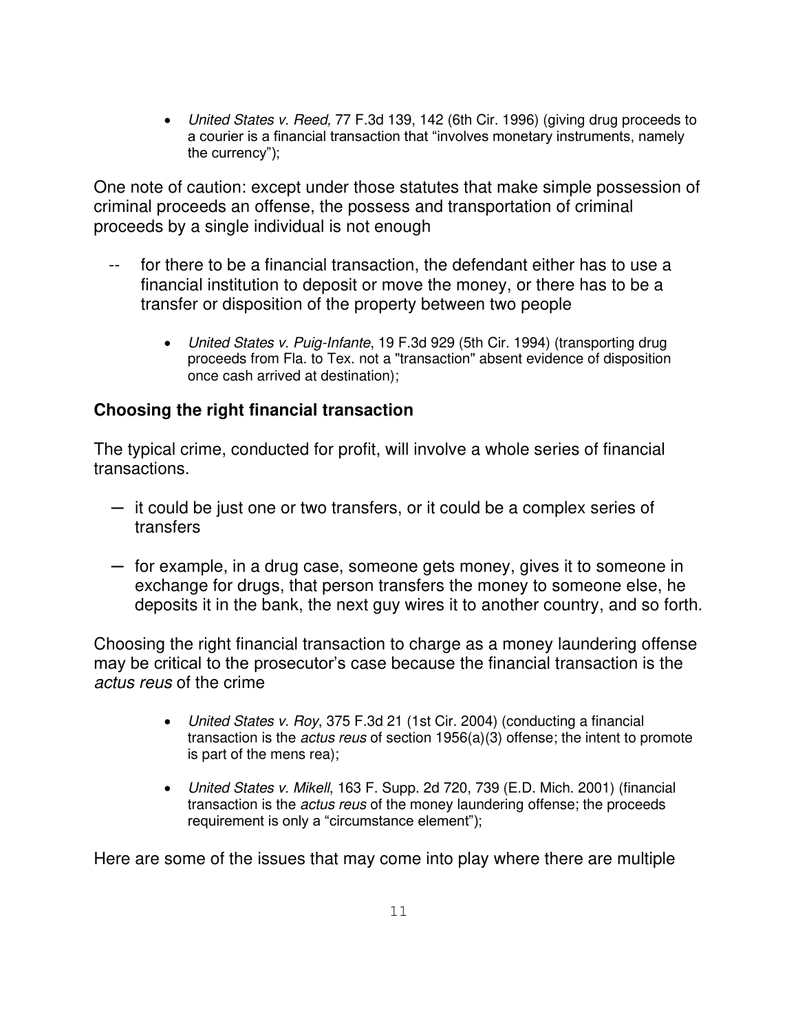- *United States v. Reed,* 77 F.3d 139, 142 (6th Cir. 1996) (giving drug proceeds to a courier is a financial transaction that "involves monetary instruments, namely the currency");

One note of caution: except under those statutes that make simple possession of criminal proceeds an offense, the possess and transportation of criminal proceeds by a single individual is not enough

-- for there to be a financial transaction, the defendant either has to use a financial institution to deposit or move the money, or there has to be a transfer or disposition of the property between two people

- *United States v. Puig-Infante*, 19 F.3d 929 (5th Cir. 1994) (transporting drug proceeds from Fla. to Tex. not a "transaction" absent evidence of disposition once cash arrived at destination);

**Choosing the right financial transaction**

The typical crime, conducted for profit, will involve a whole series of financial transactions.

— it could be just one or two transfers, or it could be a complex series of transfers

— for example, in a drug case, someone gets money, gives it to someone in exchange for drugs, that person transfers the money to someone else, he deposits it in the bank, the next guy wires it to another country, and so forth.

Choosing the right financial transaction to charge as a money laundering offense may be critical to the prosecutor's case because the financial transaction is the *actus reus* of the crime

- *United States v. Roy*, 375 F.3d 21 (1st Cir. 2004) (conducting a financial transaction is the *actus reus* of section 1956(a)(3) offense; the intent to promote is part of the mens rea);
- *United States v. Mikell*, 163 F. Supp. 2d 720, 739 (E.D. Mich. 2001) (financial transaction is the *actus reus* of the money laundering offense; the proceeds requirement is only a "circumstance element");

Here are some of the issues that may come into play where there are multiple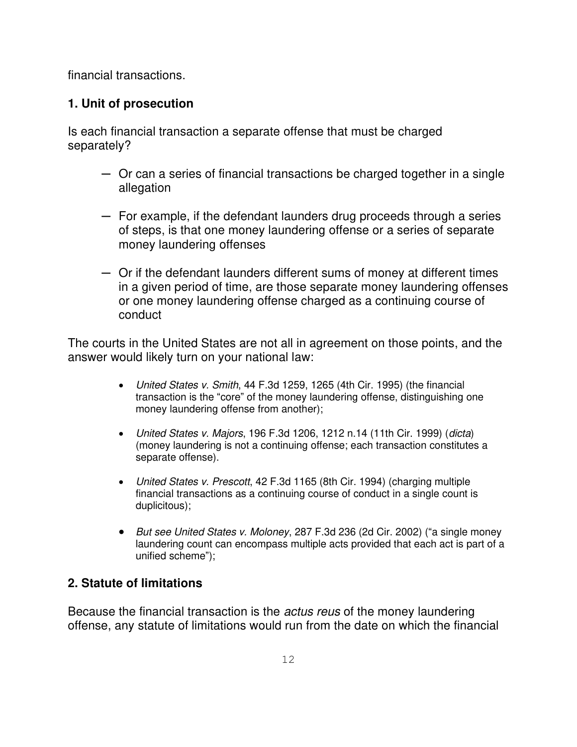financial transactions.

**1. Unit of prosecution**

Is each financial transaction a separate offense that must be charged separately?

- Or can a series of financial transactions be charged together in a single allegation
- For example, if the defendant launders drug proceeds through a series of steps, is that one money laundering offense or a series of separate money laundering offenses
- Or if the defendant launders different sums of money at different times in a given period of time, are those separate money laundering offenses or one money laundering offense charged as a continuing course of conduct

The courts in the United States are not all in agreement on those points, and the answer would likely turn on your national law:

- *United States v. Smith*, 44 F.3d 1259, 1265 (4th Cir. 1995) (the financial transaction is the "core" of the money laundering offense, distinguishing one money laundering offense from another);
- *United States v. Majors*, 196 F.3d 1206, 1212 n.14 (11th Cir. 1999) (*dicta*) (money laundering is not a continuing offense; each transaction constitutes a separate offense).
- *United States v. Prescott*, 42 F.3d 1165 (8th Cir. 1994) (charging multiple financial transactions as a continuing course of conduct in a single count is duplicitous);
- *But see United States v. Moloney*, 287 F.3d 236 (2d Cir. 2002) ("a single money laundering count can encompass multiple acts provided that each act is part of a unified scheme");

**2. Statute of limitations**

Because the financial transaction is the *actus reus* of the money laundering offense, any statute of limitations would run from the date on which the financial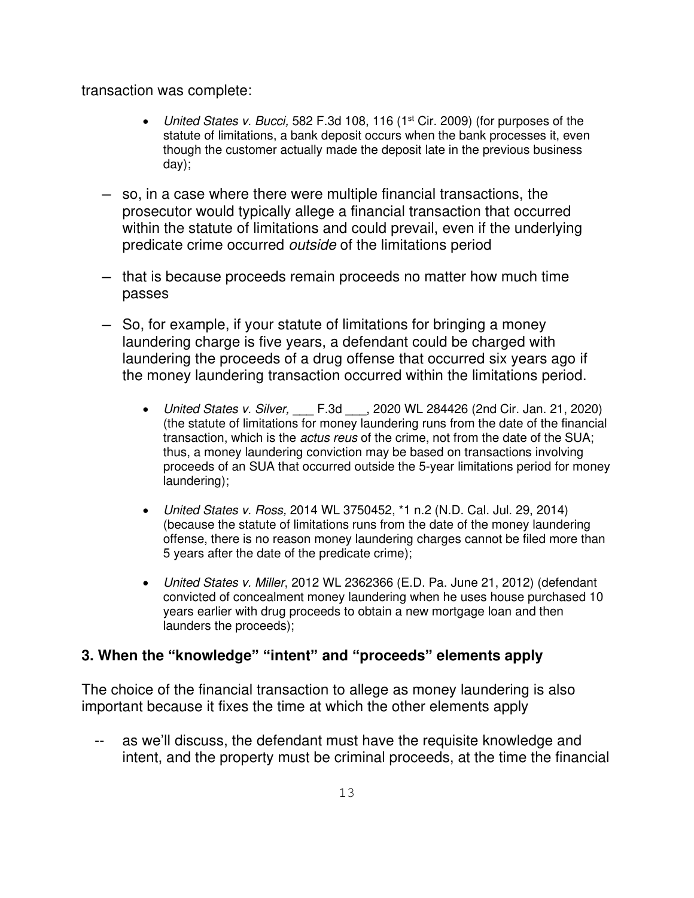transaction was complete:

- *United States v. Bucci,* 582 F.3d 108, 116 (1st Cir. 2009) (for purposes of the statute of limitations, a bank deposit occurs when the bank processes it, even though the customer actually made the deposit late in the previous business day);

– so, in a case where there were multiple financial transactions, the prosecutor would typically allege a financial transaction that occurred within the statute of limitations and could prevail, even if the underlying predicate crime occurred *outside* of the limitations period

– that is because proceeds remain proceeds no matter how much time passes

– So, for example, if your statute of limitations for bringing a money laundering charge is five years, a defendant could be charged with laundering the proceeds of a drug offense that occurred six years ago if the money laundering transaction occurred within the limitations period.

- *United States v. Silver,* ___ F.3d ___, 2020 WL 284426 (2nd Cir. Jan. 21, 2020) (the statute of limitations for money laundering runs from the date of the financial transaction, which is the *actus reus* of the crime, not from the date of the SUA; thus, a money laundering conviction may be based on transactions involving proceeds of an SUA that occurred outside the 5-year limitations period for money laundering);

- *United States v. Ross,* 2014 WL 3750452, *1 n.2 (N.D. Cal. Jul. 29, 2014) (because the statute of limitations runs from the date of the money laundering offense, there is no reason money laundering charges cannot be filed more than 5 years after the date of the predicate crime);

- *United States v. Miller*, 2012 WL 2362366 (E.D. Pa. June 21, 2012) (defendant convicted of concealment money laundering when he uses house purchased 10 years earlier with drug proceeds to obtain a new mortgage loan and then launders the proceeds);

### 3. When the "knowledge" "intent" and "proceeds" elements apply

The choice of the financial transaction to allege as money laundering is also important because it fixes the time at which the other elements apply

-- as we'll discuss, the defendant must have the requisite knowledge and intent, and the property must be criminal proceeds, at the time the financial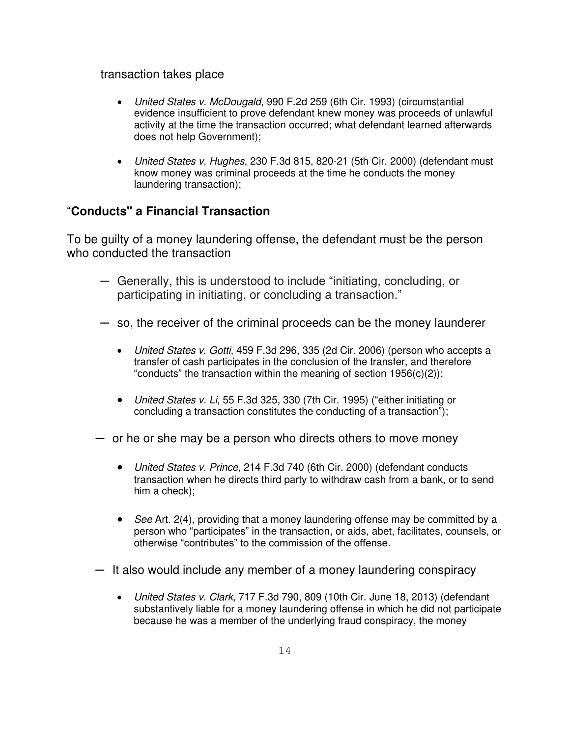transaction takes place

- *United States v. McDougald*, 990 F.2d 259 (6th Cir. 1993) (circumstantial evidence insufficient to prove defendant knew money was proceeds of unlawful activity at the time the transaction occurred; what defendant learned afterwards does not help Government);

- *United States v. Hughes*, 230 F.3d 815, 820-21 (5th Cir. 2000) (defendant must know money was criminal proceeds at the time he conducts the money laundering transaction);

## "Conducts" a Financial Transaction

To be guilty of a money laundering offense, the defendant must be the person who conducted the transaction

- Generally, this is understood to include "initiating, concluding, or participating in initiating, or concluding a transaction."

- so, the receiver of the criminal proceeds can be the money launderer

  - *United States v. Gotti*, 459 F.3d 296, 335 (2d Cir. 2006) (person who accepts a transfer of cash participates in the conclusion of the transfer, and therefore "conducts" the transaction within the meaning of section 1956(c)(2));

  - *United States v. Li*, 55 F.3d 325, 330 (7th Cir. 1995) ("either initiating or concluding a transaction constitutes the conducting of a transaction");

- or he or she may be a person who directs others to move money

  - *United States v. Prince*, 214 F.3d 740 (6th Cir. 2000) (defendant conducts transaction when he directs third party to withdraw cash from a bank, or to send him a check);

  - *See* Art. 2(4), providing that a money laundering offense may be committed by a person who "participates" in the transaction, or aids, abet, facilitates, counsels, or otherwise "contributes" to the commission of the offense.

- It also would include any member of a money laundering conspiracy

  - *United States v. Clark*, 717 F.3d 790, 809 (10th Cir. June 18, 2013) (defendant substantively liable for a money laundering offense in which he did not participate because he was a member of the underlying fraud conspiracy, the money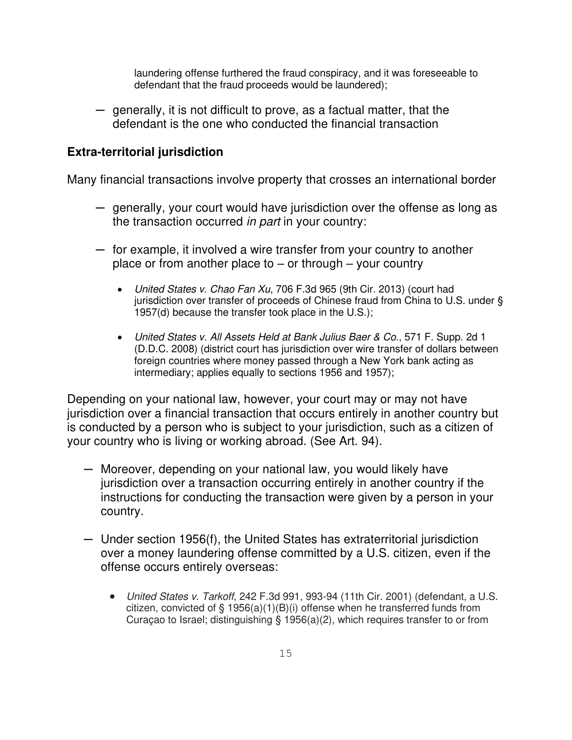laundering offense furthered the fraud conspiracy, and it was foreseeable to defendant that the fraud proceeds would be laundered);

- generally, it is not difficult to prove, as a factual matter, that the defendant is the one who conducted the financial transaction

**Extra-territorial jurisdiction**

Many financial transactions involve property that crosses an international border

- generally, your court would have jurisdiction over the offense as long as the transaction occurred *in part* in your country:
- for example, it involved a wire transfer from your country to another place or from another place to – or through – your country
    - *United States v. Chao Fan Xu*, 706 F.3d 965 (9th Cir. 2013) (court had jurisdiction over transfer of proceeds of Chinese fraud from China to U.S. under § 1957(d) because the transfer took place in the U.S.);
    - *United States v. All Assets Held at Bank Julius Baer & Co.*, 571 F. Supp. 2d 1 (D.D.C. 2008) (district court has jurisdiction over wire transfer of dollars between foreign countries where money passed through a New York bank acting as intermediary; applies equally to sections 1956 and 1957);

Depending on your national law, however, your court may or may not have jurisdiction over a financial transaction that occurs entirely in another country but is conducted by a person who is subject to your jurisdiction, such as a citizen of your country who is living or working abroad. (See Art. 94).

- Moreover, depending on your national law, you would likely have jurisdiction over a transaction occurring entirely in another country if the instructions for conducting the transaction were given by a person in your country.
- Under section 1956(f), the United States has extraterritorial jurisdiction over a money laundering offense committed by a U.S. citizen, even if the offense occurs entirely overseas:
    - *United States v. Tarkoff*, 242 F.3d 991, 993-94 (11th Cir. 2001) (defendant, a U.S. citizen, convicted of § 1956(a)(1)(B)(i) offense when he transferred funds from Curaçao to Israel; distinguishing § 1956(a)(2), which requires transfer to or from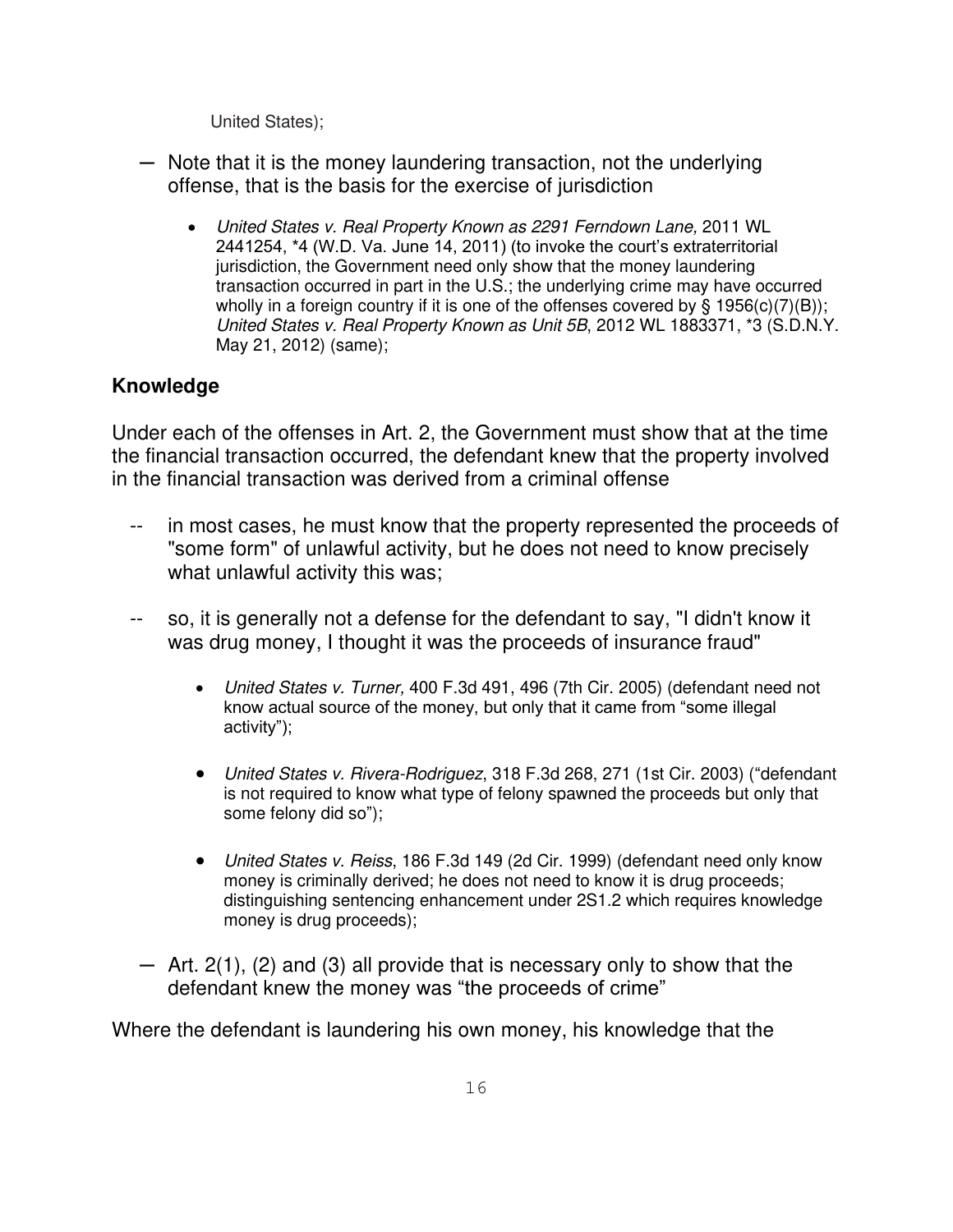United States);

- Note that it is the money laundering transaction, not the underlying offense, that is the basis for the exercise of jurisdiction

    - *United States v. Real Property Known as 2291 Ferndown Lane,* 2011 WL 2441254, *4 (W.D. Va. June 14, 2011) (to invoke the court's extraterritorial jurisdiction, the Government need only show that the money laundering transaction occurred in part in the U.S.; the underlying crime may have occurred wholly in a foreign country if it is one of the offenses covered by § 1956(c)(7)(B)); *United States v. Real Property Known as Unit 5B*, 2012 WL 1883371, *3 (S.D.N.Y. May 21, 2012) (same);

### Knowledge

Under each of the offenses in Art. 2, the Government must show that at the time the financial transaction occurred, the defendant knew that the property involved in the financial transaction was derived from a criminal offense

- in most cases, he must know that the property represented the proceeds of "some form" of unlawful activity, but he does not need to know precisely what unlawful activity this was;

- so, it is generally not a defense for the defendant to say, "I didn't know it was drug money, I thought it was the proceeds of insurance fraud"

    - *United States v. Turner,* 400 F.3d 491, 496 (7th Cir. 2005) (defendant need not know actual source of the money, but only that it came from "some illegal activity");

    - *United States v. Rivera-Rodriguez*, 318 F.3d 268, 271 (1st Cir. 2003) ("defendant is not required to know what type of felony spawned the proceeds but only that some felony did so");

    - *United States v. Reiss*, 186 F.3d 149 (2d Cir. 1999) (defendant need only know money is criminally derived; he does not need to know it is drug proceeds; distinguishing sentencing enhancement under 2S1.2 which requires knowledge money is drug proceeds);

- Art. 2(1), (2) and (3) all provide that is necessary only to show that the defendant knew the money was "the proceeds of crime"

Where the defendant is laundering his own money, his knowledge that the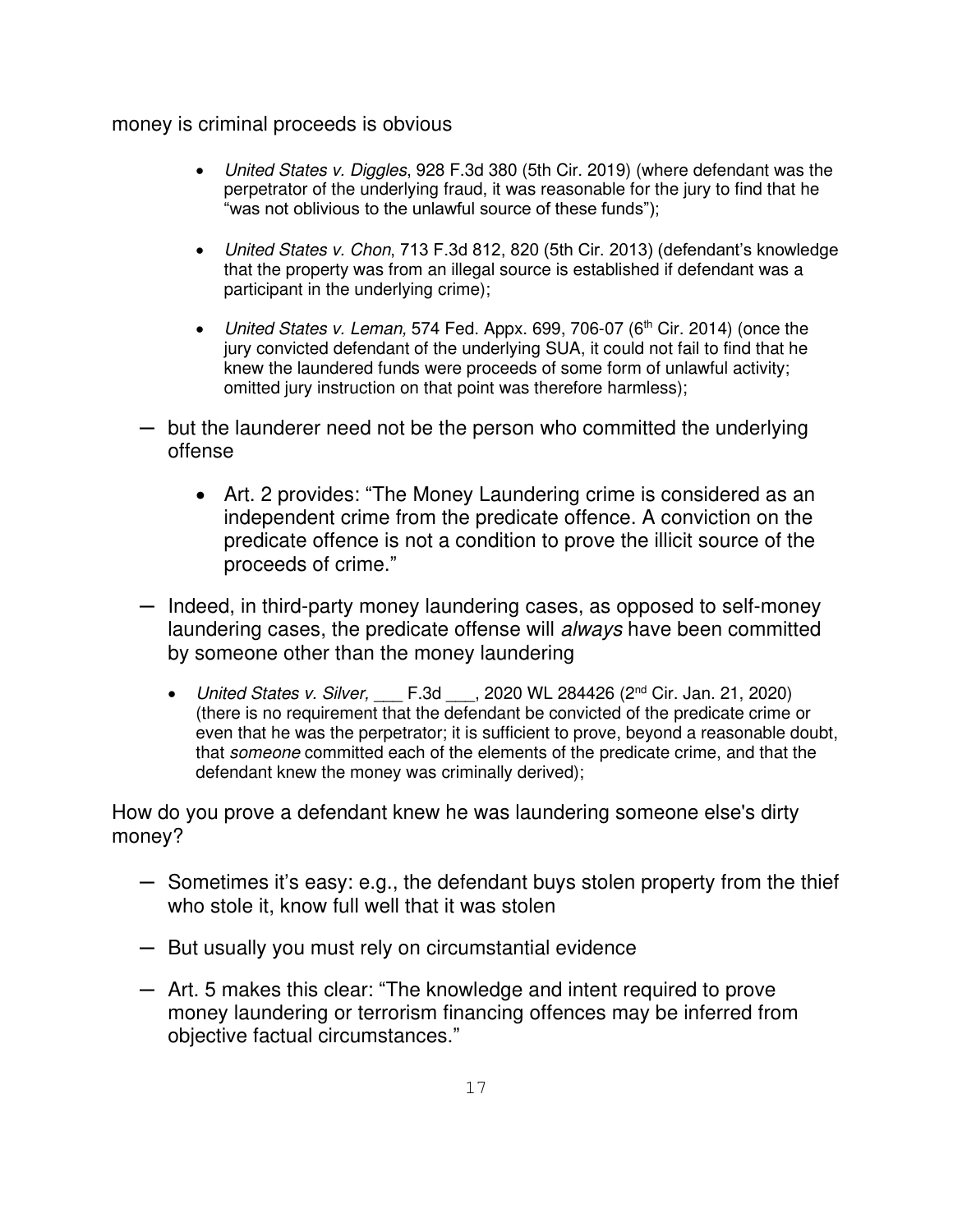money is criminal proceeds is obvious

- *United States v. Diggles*, 928 F.3d 380 (5th Cir. 2019) (where defendant was the perpetrator of the underlying fraud, it was reasonable for the jury to find that he "was not oblivious to the unlawful source of these funds");
- *United States v. Chon*, 713 F.3d 812, 820 (5th Cir. 2013) (defendant's knowledge that the property was from an illegal source is established if defendant was a participant in the underlying crime);
- *United States v. Leman,* 574 Fed. Appx. 699, 706-07 (6th Cir. 2014) (once the jury convicted defendant of the underlying SUA, it could not fail to find that he knew the laundered funds were proceeds of some form of unlawful activity; omitted jury instruction on that point was therefore harmless);

— but the launderer need not be the person who committed the underlying offense

- Art. 2 provides: "The Money Laundering crime is considered as an independent crime from the predicate offence. A conviction on the predicate offence is not a condition to prove the illicit source of the proceeds of crime."

— Indeed, in third-party money laundering cases, as opposed to self-money laundering cases, the predicate offense will *always* have been committed by someone other than the money laundering

- *United States v. Silver,* ___ F.3d ___, 2020 WL 284426 (2nd Cir. Jan. 21, 2020) (there is no requirement that the defendant be convicted of the predicate crime or even that he was the perpetrator; it is sufficient to prove, beyond a reasonable doubt, that *someone* committed each of the elements of the predicate crime, and that the defendant knew the money was criminally derived);

How do you prove a defendant knew he was laundering someone else's dirty money?

— Sometimes it's easy: e.g., the defendant buys stolen property from the thief who stole it, know full well that it was stolen

— But usually you must rely on circumstantial evidence

— Art. 5 makes this clear: "The knowledge and intent required to prove money laundering or terrorism financing offences may be inferred from objective factual circumstances."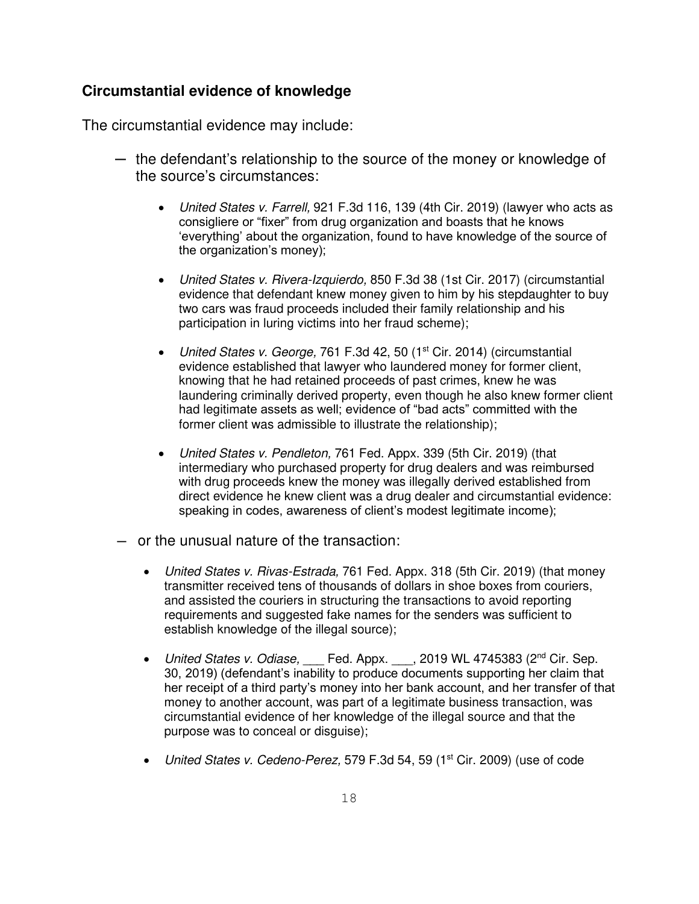**Circumstantial evidence of knowledge**

The circumstantial evidence may include:

- the defendant's relationship to the source of the money or knowledge of the source's circumstances:

    - *United States v. Farrell,* 921 F.3d 116, 139 (4th Cir. 2019) (lawyer who acts as consigliere or "fixer" from drug organization and boasts that he knows 'everything' about the organization, found to have knowledge of the source of the organization's money);

    - *United States v. Rivera-Izquierdo,* 850 F.3d 38 (1st Cir. 2017) (circumstantial evidence that defendant knew money given to him by his stepdaughter to buy two cars was fraud proceeds included their family relationship and his participation in luring victims into her fraud scheme);

    - *United States v. George,* 761 F.3d 42, 50 (1st Cir. 2014) (circumstantial evidence established that lawyer who laundered money for former client, knowing that he had retained proceeds of past crimes, knew he was laundering criminally derived property, even though he also knew former client had legitimate assets as well; evidence of "bad acts" committed with the former client was admissible to illustrate the relationship);

    - *United States v. Pendleton,* 761 Fed. Appx. 339 (5th Cir. 2019) (that intermediary who purchased property for drug dealers and was reimbursed with drug proceeds knew the money was illegally derived established from direct evidence he knew client was a drug dealer and circumstantial evidence: speaking in codes, awareness of client's modest legitimate income);

- or the unusual nature of the transaction:

    - *United States v. Rivas-Estrada,* 761 Fed. Appx. 318 (5th Cir. 2019) (that money transmitter received tens of thousands of dollars in shoe boxes from couriers, and assisted the couriers in structuring the transactions to avoid reporting requirements and suggested fake names for the senders was sufficient to establish knowledge of the illegal source);

    - *United States v. Odiase,* ___ Fed. Appx. ___, 2019 WL 4745383 (2nd Cir. Sep. 30, 2019) (defendant's inability to produce documents supporting her claim that her receipt of a third party's money into her bank account, and her transfer of that money to another account, was part of a legitimate business transaction, was circumstantial evidence of her knowledge of the illegal source and that the purpose was to conceal or disguise);

    - *United States v. Cedeno-Perez,* 579 F.3d 54, 59 (1st Cir. 2009) (use of code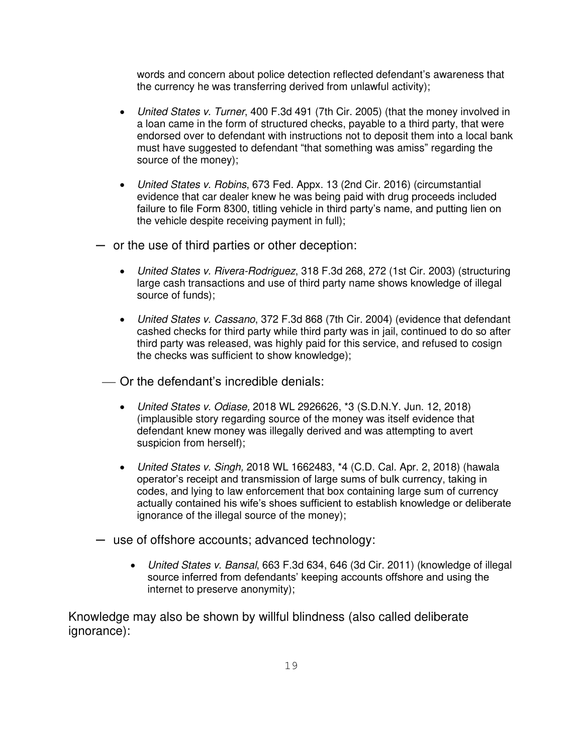words and concern about police detection reflected defendant's awareness that the currency he was transferring derived from unlawful activity);

- *United States v. Turner*, 400 F.3d 491 (7th Cir. 2005) (that the money involved in a loan came in the form of structured checks, payable to a third party, that were endorsed over to defendant with instructions not to deposit them into a local bank must have suggested to defendant "that something was amiss" regarding the source of the money);

- *United States v. Robins*, 673 Fed. Appx. 13 (2nd Cir. 2016) (circumstantial evidence that car dealer knew he was being paid with drug proceeds included failure to file Form 8300, titling vehicle in third party's name, and putting lien on the vehicle despite receiving payment in full);

— or the use of third parties or other deception:

- *United States v. Rivera-Rodriguez*, 318 F.3d 268, 272 (1st Cir. 2003) (structuring large cash transactions and use of third party name shows knowledge of illegal source of funds);

- *United States v. Cassano*, 372 F.3d 868 (7th Cir. 2004) (evidence that defendant cashed checks for third party while third party was in jail, continued to do so after third party was released, was highly paid for this service, and refused to cosign the checks was sufficient to show knowledge);

— Or the defendant's incredible denials:

- *United States v. Odiase,* 2018 WL 2926626, *3 (S.D.N.Y. Jun. 12, 2018) (implausible story regarding source of the money was itself evidence that defendant knew money was illegally derived and was attempting to avert suspicion from herself);

- *United States v. Singh,* 2018 WL 1662483, *4 (C.D. Cal. Apr. 2, 2018) (hawala operator's receipt and transmission of large sums of bulk currency, taking in codes, and lying to law enforcement that box containing large sum of currency actually contained his wife's shoes sufficient to establish knowledge or deliberate ignorance of the illegal source of the money);

— use of offshore accounts; advanced technology:

- *United States v. Bansal*, 663 F.3d 634, 646 (3d Cir. 2011) (knowledge of illegal source inferred from defendants' keeping accounts offshore and using the internet to preserve anonymity);

Knowledge may also be shown by willful blindness (also called deliberate ignorance):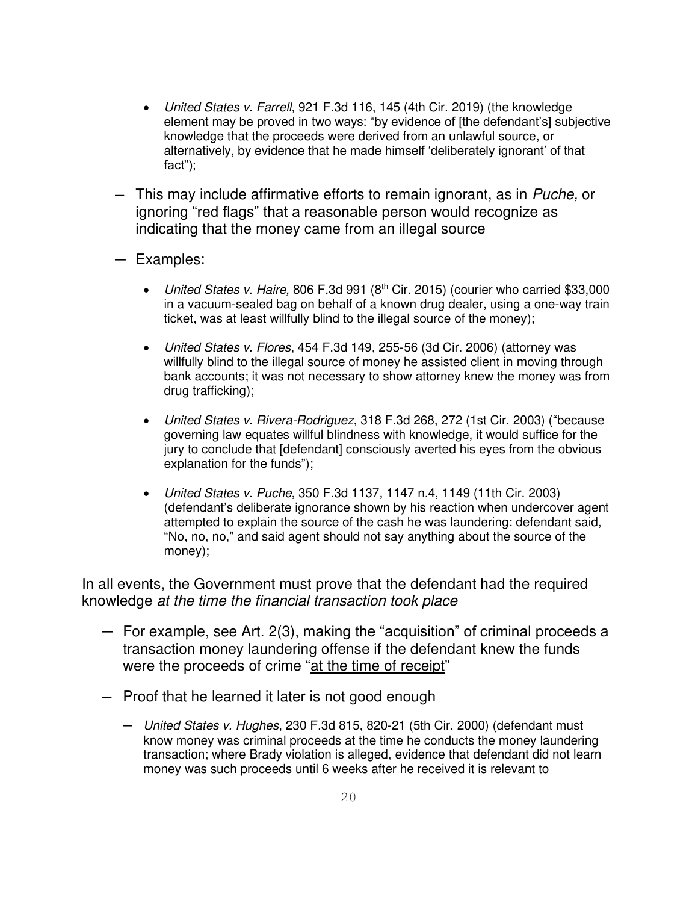- *United States v. Farrell,* 921 F.3d 116, 145 (4th Cir. 2019) (the knowledge element may be proved in two ways: "by evidence of [the defendant's] subjective knowledge that the proceeds were derived from an unlawful source, or alternatively, by evidence that he made himself 'deliberately ignorant' of that fact");

– This may include affirmative efforts to remain ignorant, as in *Puche,* or ignoring "red flags" that a reasonable person would recognize as indicating that the money came from an illegal source

– Examples:

- *United States v. Haire,* 806 F.3d 991 (8th Cir. 2015) (courier who carried $33,000 in a vacuum-sealed bag on behalf of a known drug dealer, using a one-way train ticket, was at least willfully blind to the illegal source of the money);
- *United States v. Flores*, 454 F.3d 149, 255-56 (3d Cir. 2006) (attorney was willfully blind to the illegal source of money he assisted client in moving through bank accounts; it was not necessary to show attorney knew the money was from drug trafficking);
- *United States v. Rivera-Rodriguez*, 318 F.3d 268, 272 (1st Cir. 2003) ("because governing law equates willful blindness with knowledge, it would suffice for the jury to conclude that [defendant] consciously averted his eyes from the obvious explanation for the funds");
- *United States v. Puche*, 350 F.3d 1137, 1147 n.4, 1149 (11th Cir. 2003) (defendant's deliberate ignorance shown by his reaction when undercover agent attempted to explain the source of the cash he was laundering: defendant said, "No, no, no," and said agent should not say anything about the source of the money);

In all events, the Government must prove that the defendant had the required knowledge *at the time the financial transaction took place*

– For example, see Art. 2(3), making the "acquisition" of criminal proceeds a transaction money laundering offense if the defendant knew the funds were the proceeds of crime "at the time of receipt"

– Proof that he learned it later is not good enough

– *United States v. Hughes*, 230 F.3d 815, 820-21 (5th Cir. 2000) (defendant must know money was criminal proceeds at the time he conducts the money laundering transaction; where Brady violation is alleged, evidence that defendant did not learn money was such proceeds until 6 weeks after he received it is relevant to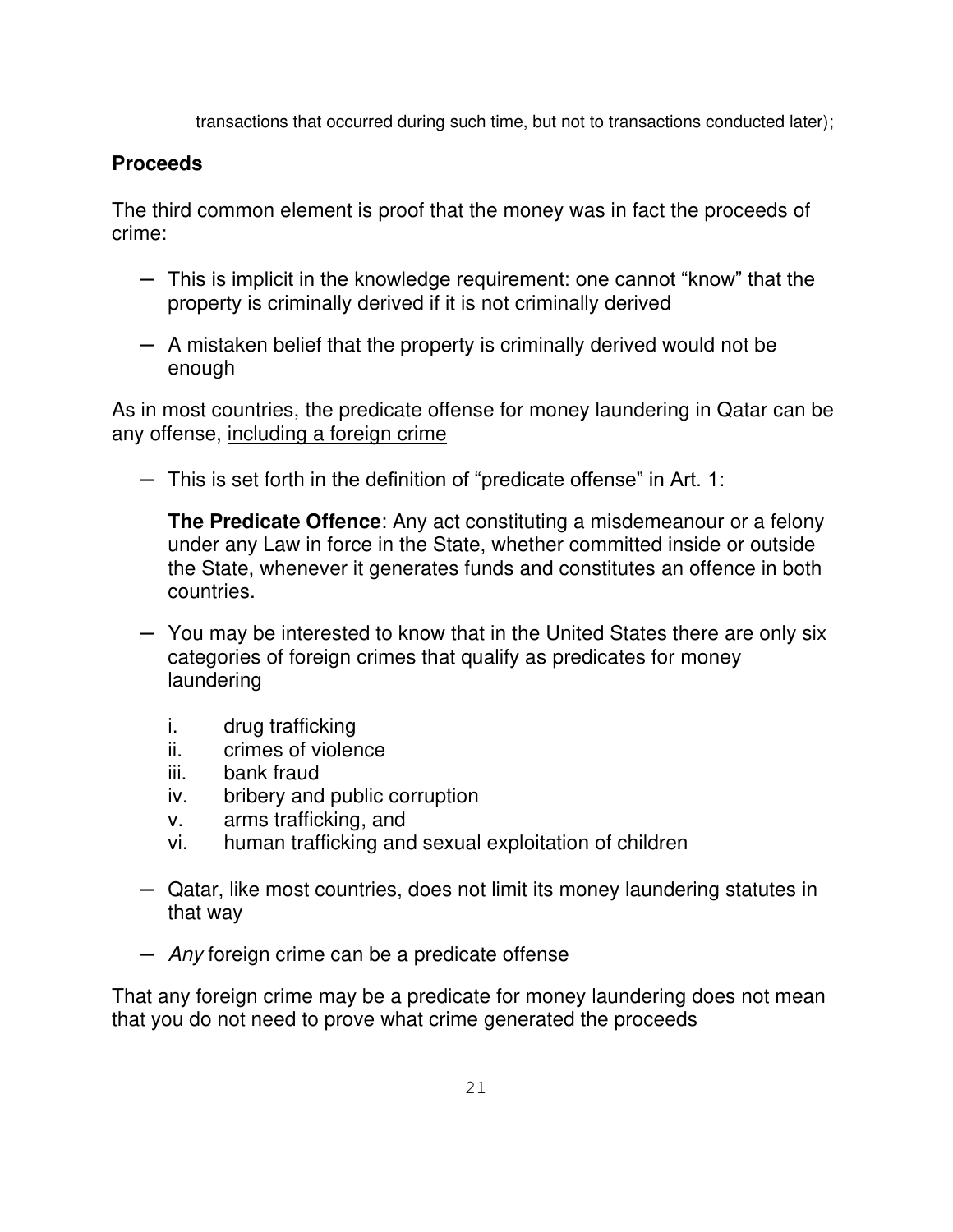transactions that occurred during such time, but not to transactions conducted later);

## Proceeds

The third common element is proof that the money was in fact the proceeds of crime:

- This is implicit in the knowledge requirement: one cannot "know" that the property is criminally derived if it is not criminally derived
- A mistaken belief that the property is criminally derived would not be enough

As in most countries, the predicate offense for money laundering in Qatar can be any offense, <u>including a foreign crime</u>

- This is set forth in the definition of "predicate offense" in Art. 1:

  **The Predicate Offence**: Any act constituting a misdemeanour or a felony under any Law in force in the State, whether committed inside or outside the State, whenever it generates funds and constitutes an offence in both countries.

- You may be interested to know that in the United States there are only six categories of foreign crimes that qualify as predicates for money laundering

  i. drug trafficking
  ii. crimes of violence
  iii. bank fraud
  iv. bribery and public corruption
  v. arms trafficking, and
  vi. human trafficking and sexual exploitation of children

- Qatar, like most countries, does not limit its money laundering statutes in that way
- *Any* foreign crime can be a predicate offense

That any foreign crime may be a predicate for money laundering does not mean that you do not need to prove what crime generated the proceeds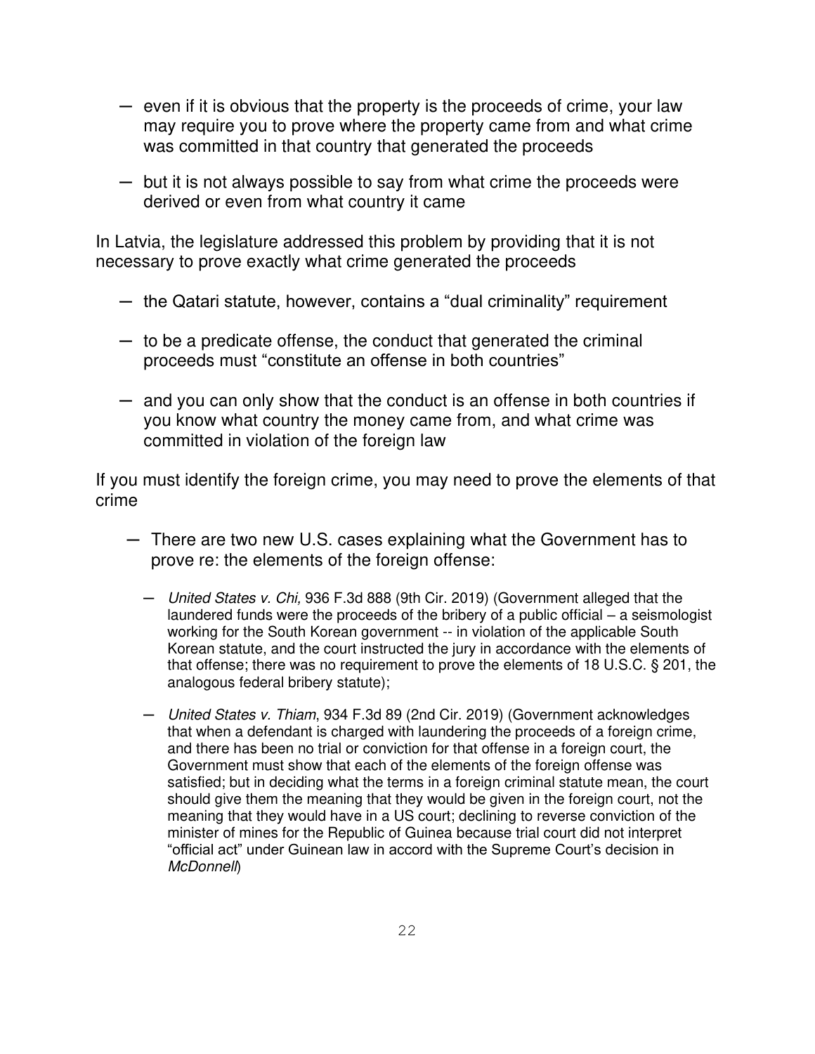- even if it is obvious that the property is the proceeds of crime, your law may require you to prove where the property came from and what crime was committed in that country that generated the proceeds
- but it is not always possible to say from what crime the proceeds were derived or even from what country it came

In Latvia, the legislature addressed this problem by providing that it is not necessary to prove exactly what crime generated the proceeds

- the Qatari statute, however, contains a "dual criminality" requirement
- to be a predicate offense, the conduct that generated the criminal proceeds must "constitute an offense in both countries"
- and you can only show that the conduct is an offense in both countries if you know what country the money came from, and what crime was committed in violation of the foreign law

If you must identify the foreign crime, you may need to prove the elements of that crime

- There are two new U.S. cases explaining what the Government has to prove re: the elements of the foreign offense:
  - *United States v. Chi,* 936 F.3d 888 (9th Cir. 2019) (Government alleged that the laundered funds were the proceeds of the bribery of a public official – a seismologist working for the South Korean government -- in violation of the applicable South Korean statute, and the court instructed the jury in accordance with the elements of that offense; there was no requirement to prove the elements of 18 U.S.C. § 201, the analogous federal bribery statute);
  - *United States v. Thiam*, 934 F.3d 89 (2nd Cir. 2019) (Government acknowledges that when a defendant is charged with laundering the proceeds of a foreign crime, and there has been no trial or conviction for that offense in a foreign court, the Government must show that each of the elements of the foreign offense was satisfied; but in deciding what the terms in a foreign criminal statute mean, the court should give them the meaning that they would be given in the foreign court, not the meaning that they would have in a US court; declining to reverse conviction of the minister of mines for the Republic of Guinea because trial court did not interpret "official act" under Guinean law in accord with the Supreme Court's decision in *McDonnell*)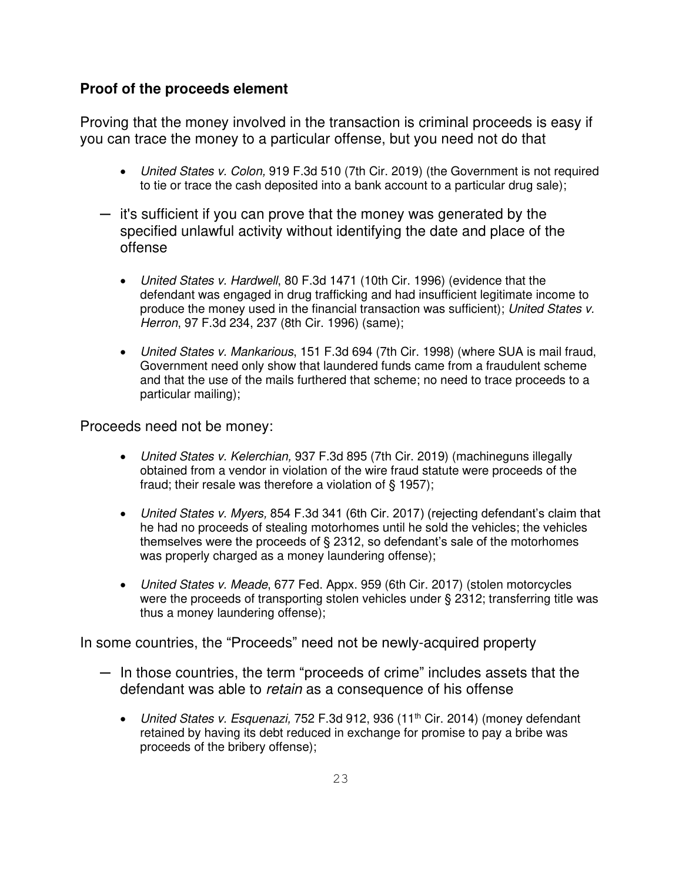**Proof of the proceeds element**

Proving that the money involved in the transaction is criminal proceeds is easy if you can trace the money to a particular offense, but you need not do that

- *United States v. Colon,* 919 F.3d 510 (7th Cir. 2019) (the Government is not required to tie or trace the cash deposited into a bank account to a particular drug sale);

– it's sufficient if you can prove that the money was generated by the specified unlawful activity without identifying the date and place of the offense

- *United States v. Hardwell*, 80 F.3d 1471 (10th Cir. 1996) (evidence that the defendant was engaged in drug trafficking and had insufficient legitimate income to produce the money used in the financial transaction was sufficient); *United States v. Herron*, 97 F.3d 234, 237 (8th Cir. 1996) (same);

- *United States v. Mankarious*, 151 F.3d 694 (7th Cir. 1998) (where SUA is mail fraud, Government need only show that laundered funds came from a fraudulent scheme and that the use of the mails furthered that scheme; no need to trace proceeds to a particular mailing);

Proceeds need not be money:

- *United States v. Kelerchian,* 937 F.3d 895 (7th Cir. 2019) (machineguns illegally obtained from a vendor in violation of the wire fraud statute were proceeds of the fraud; their resale was therefore a violation of § 1957);

- *United States v. Myers,* 854 F.3d 341 (6th Cir. 2017) (rejecting defendant's claim that he had no proceeds of stealing motorhomes until he sold the vehicles; the vehicles themselves were the proceeds of § 2312, so defendant's sale of the motorhomes was properly charged as a money laundering offense);

- *United States v. Meade*, 677 Fed. Appx. 959 (6th Cir. 2017) (stolen motorcycles were the proceeds of transporting stolen vehicles under § 2312; transferring title was thus a money laundering offense);

In some countries, the "Proceeds" need not be newly-acquired property

– In those countries, the term "proceeds of crime" includes assets that the defendant was able to *retain* as a consequence of his offense

- *United States v. Esquenazi,* 752 F.3d 912, 936 (11th Cir. 2014) (money defendant retained by having its debt reduced in exchange for promise to pay a bribe was proceeds of the bribery offense);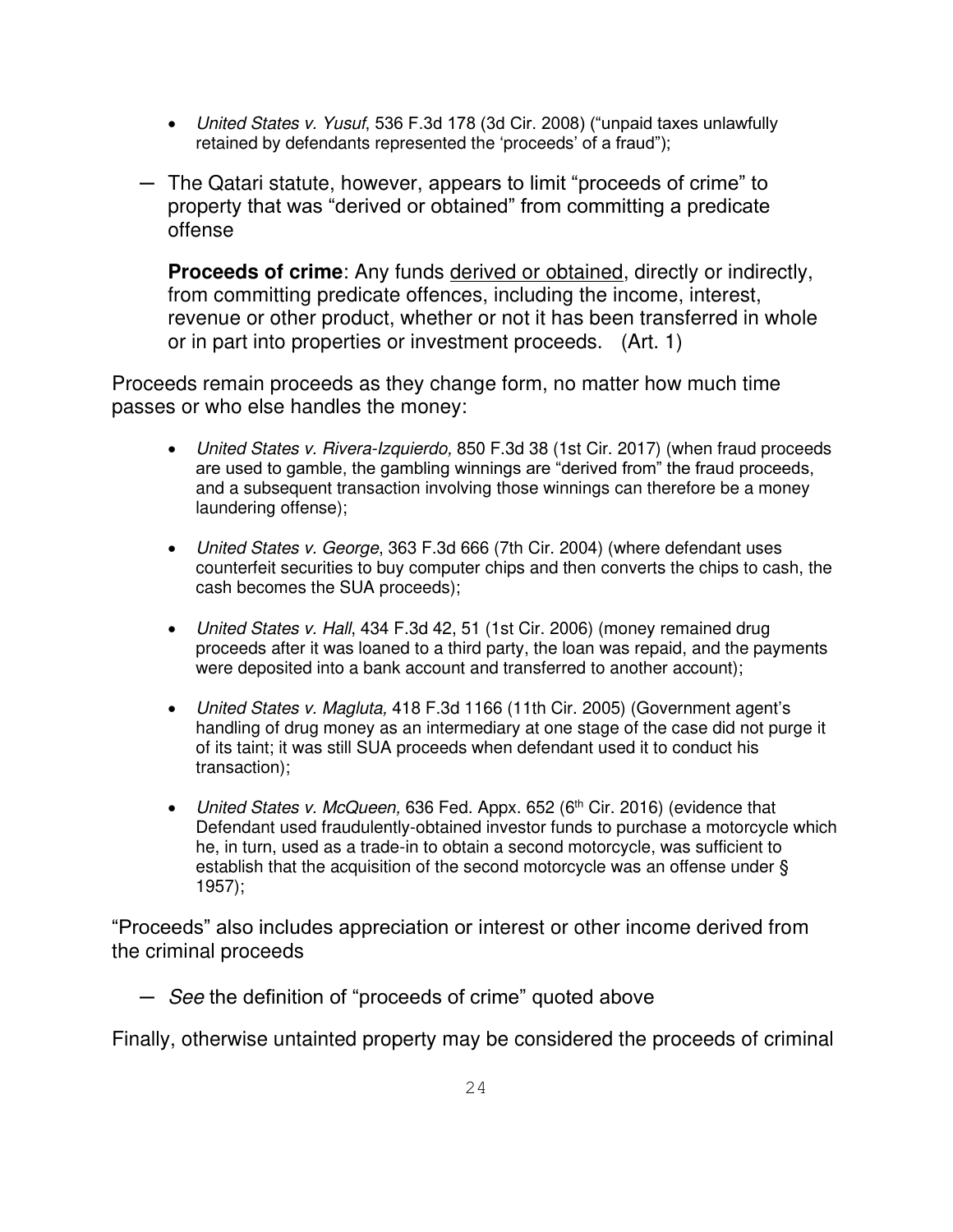- *United States v. Yusuf*, 536 F.3d 178 (3d Cir. 2008) ("unpaid taxes unlawfully retained by defendants represented the 'proceeds' of a fraud");

– The Qatari statute, however, appears to limit "proceeds of crime" to property that was "derived or obtained" from committing a predicate offense

  **Proceeds of crime**: Any funds <u>derived or obtained</u>, directly or indirectly, from committing predicate offences, including the income, interest, revenue or other product, whether or not it has been transferred in whole or in part into properties or investment proceeds. (Art. 1)

Proceeds remain proceeds as they change form, no matter how much time passes or who else handles the money:

- *United States v. Rivera-Izquierdo,* 850 F.3d 38 (1st Cir. 2017) (when fraud proceeds are used to gamble, the gambling winnings are "derived from" the fraud proceeds, and a subsequent transaction involving those winnings can therefore be a money laundering offense);
- *United States v. George*, 363 F.3d 666 (7th Cir. 2004) (where defendant uses counterfeit securities to buy computer chips and then converts the chips to cash, the cash becomes the SUA proceeds);
- *United States v. Hall*, 434 F.3d 42, 51 (1st Cir. 2006) (money remained drug proceeds after it was loaned to a third party, the loan was repaid, and the payments were deposited into a bank account and transferred to another account);
- *United States v. Magluta,* 418 F.3d 1166 (11th Cir. 2005) (Government agent's handling of drug money as an intermediary at one stage of the case did not purge it of its taint; it was still SUA proceeds when defendant used it to conduct his transaction);
- *United States v. McQueen,* 636 Fed. Appx. 652 (6th Cir. 2016) (evidence that Defendant used fraudulently-obtained investor funds to purchase a motorcycle which he, in turn, used as a trade-in to obtain a second motorcycle, was sufficient to establish that the acquisition of the second motorcycle was an offense under § 1957);

"Proceeds" also includes appreciation or interest or other income derived from the criminal proceeds

– *See* the definition of "proceeds of crime" quoted above

Finally, otherwise untainted property may be considered the proceeds of criminal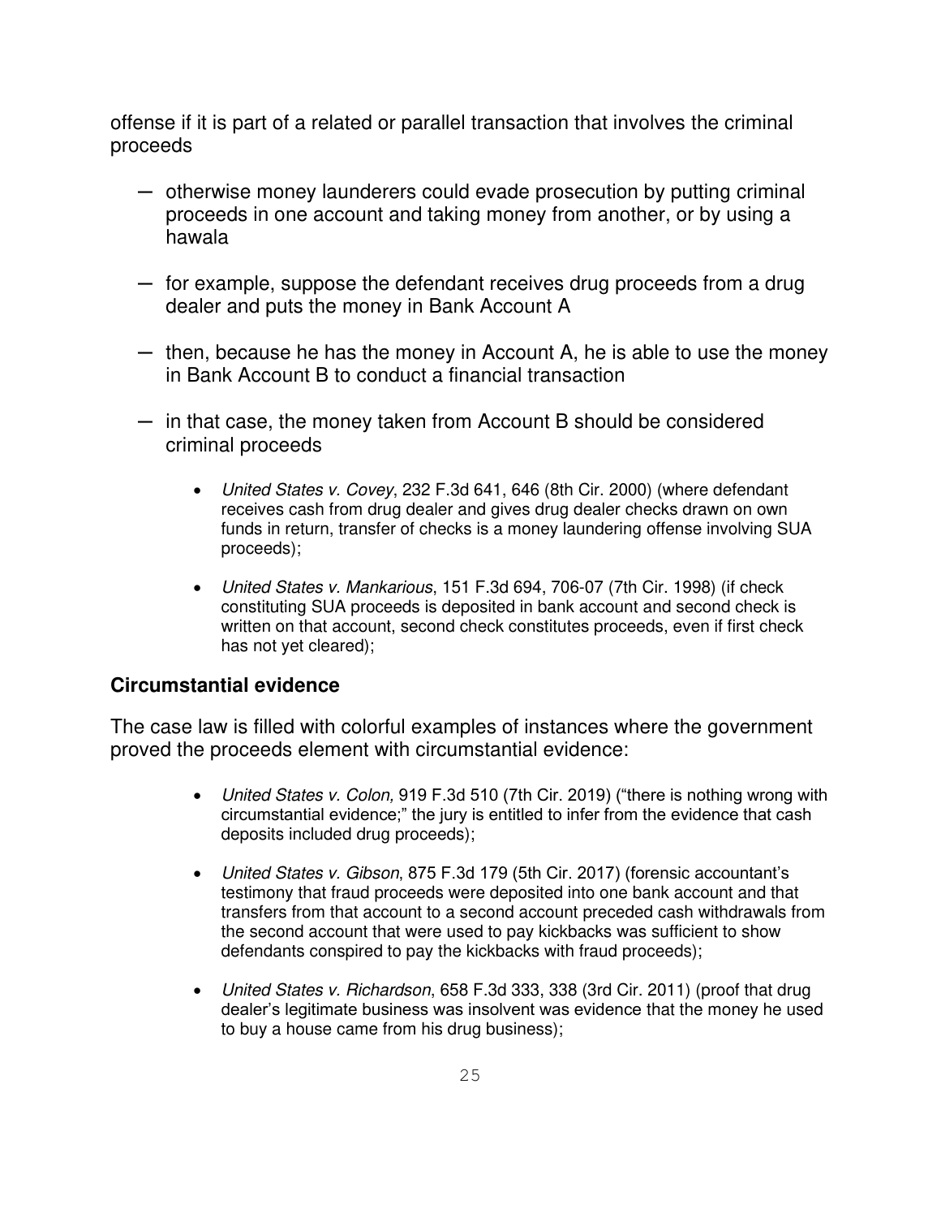offense if it is part of a related or parallel transaction that involves the criminal proceeds

- otherwise money launderers could evade prosecution by putting criminal proceeds in one account and taking money from another, or by using a hawala
- for example, suppose the defendant receives drug proceeds from a drug dealer and puts the money in Bank Account A
- then, because he has the money in Account A, he is able to use the money in Bank Account B to conduct a financial transaction
- in that case, the money taken from Account B should be considered criminal proceeds
  - *United States v. Covey*, 232 F.3d 641, 646 (8th Cir. 2000) (where defendant receives cash from drug dealer and gives drug dealer checks drawn on own funds in return, transfer of checks is a money laundering offense involving SUA proceeds);
  - *United States v. Mankarious*, 151 F.3d 694, 706-07 (7th Cir. 1998) (if check constituting SUA proceeds is deposited in bank account and second check is written on that account, second check constitutes proceeds, even if first check has not yet cleared);

### Circumstantial evidence

The case law is filled with colorful examples of instances where the government proved the proceeds element with circumstantial evidence:

- *United States v. Colon,* 919 F.3d 510 (7th Cir. 2019) ("there is nothing wrong with circumstantial evidence;" the jury is entitled to infer from the evidence that cash deposits included drug proceeds);
- *United States v. Gibson*, 875 F.3d 179 (5th Cir. 2017) (forensic accountant's testimony that fraud proceeds were deposited into one bank account and that transfers from that account to a second account preceded cash withdrawals from the second account that were used to pay kickbacks was sufficient to show defendants conspired to pay the kickbacks with fraud proceeds);
- *United States v. Richardson*, 658 F.3d 333, 338 (3rd Cir. 2011) (proof that drug dealer's legitimate business was insolvent was evidence that the money he used to buy a house came from his drug business);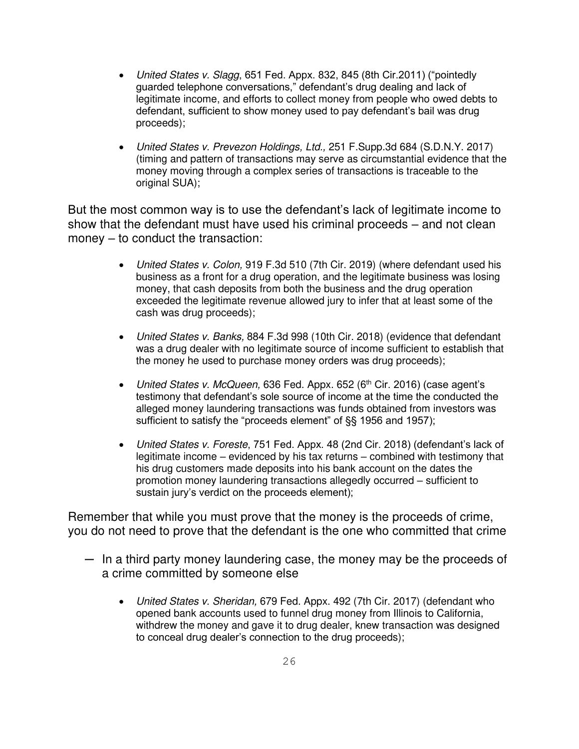- *United States v. Slagg*, 651 Fed. Appx. 832, 845 (8th Cir.2011) ("pointedly guarded telephone conversations," defendant's drug dealing and lack of legitimate income, and efforts to collect money from people who owed debts to defendant, sufficient to show money used to pay defendant's bail was drug proceeds);

- *United States v. Prevezon Holdings, Ltd.,* 251 F.Supp.3d 684 (S.D.N.Y. 2017) (timing and pattern of transactions may serve as circumstantial evidence that the money moving through a complex series of transactions is traceable to the original SUA);

But the most common way is to use the defendant's lack of legitimate income to show that the defendant must have used his criminal proceeds – and not clean money – to conduct the transaction:

- *United States v. Colon,* 919 F.3d 510 (7th Cir. 2019) (where defendant used his business as a front for a drug operation, and the legitimate business was losing money, that cash deposits from both the business and the drug operation exceeded the legitimate revenue allowed jury to infer that at least some of the cash was drug proceeds);

- *United States v. Banks,* 884 F.3d 998 (10th Cir. 2018) (evidence that defendant was a drug dealer with no legitimate source of income sufficient to establish that the money he used to purchase money orders was drug proceeds);

- *United States v. McQueen,* 636 Fed. Appx. 652 (6th Cir. 2016) (case agent's testimony that defendant's sole source of income at the time the conducted the alleged money laundering transactions was funds obtained from investors was sufficient to satisfy the "proceeds element" of §§ 1956 and 1957);

- *United States v. Foreste*, 751 Fed. Appx. 48 (2nd Cir. 2018) (defendant's lack of legitimate income – evidenced by his tax returns – combined with testimony that his drug customers made deposits into his bank account on the dates the promotion money laundering transactions allegedly occurred – sufficient to sustain jury's verdict on the proceeds element);

Remember that while you must prove that the money is the proceeds of crime, you do not need to prove that the defendant is the one who committed that crime

- In a third party money laundering case, the money may be the proceeds of a crime committed by someone else

  - *United States v. Sheridan,* 679 Fed. Appx. 492 (7th Cir. 2017) (defendant who opened bank accounts used to funnel drug money from Illinois to California, withdrew the money and gave it to drug dealer, knew transaction was designed to conceal drug dealer's connection to the drug proceeds);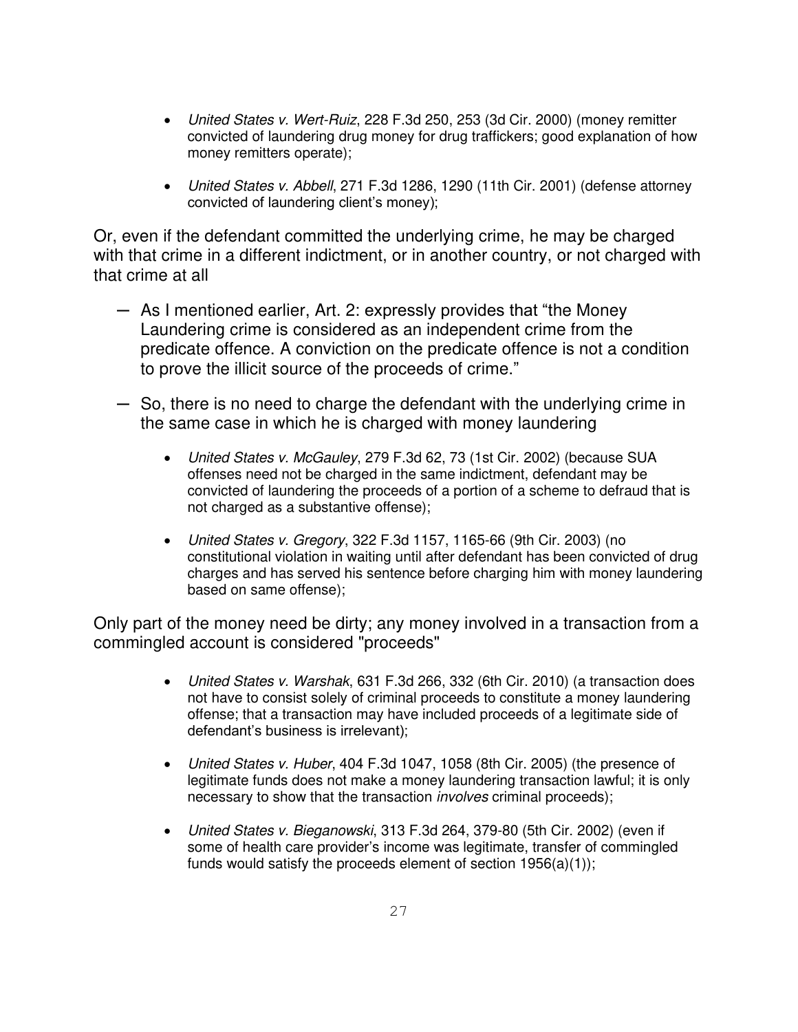- *United States v. Wert-Ruiz*, 228 F.3d 250, 253 (3d Cir. 2000) (money remitter convicted of laundering drug money for drug traffickers; good explanation of how money remitters operate);

- *United States v. Abbell*, 271 F.3d 1286, 1290 (11th Cir. 2001) (defense attorney convicted of laundering client's money);

Or, even if the defendant committed the underlying crime, he may be charged with that crime in a different indictment, or in another country, or not charged with that crime at all

- As I mentioned earlier, Art. 2: expressly provides that "the Money Laundering crime is considered as an independent crime from the predicate offence. A conviction on the predicate offence is not a condition to prove the illicit source of the proceeds of crime."

- So, there is no need to charge the defendant with the underlying crime in the same case in which he is charged with money laundering

  - *United States v. McGauley*, 279 F.3d 62, 73 (1st Cir. 2002) (because SUA offenses need not be charged in the same indictment, defendant may be convicted of laundering the proceeds of a portion of a scheme to defraud that is not charged as a substantive offense);

  - *United States v. Gregory*, 322 F.3d 1157, 1165-66 (9th Cir. 2003) (no constitutional violation in waiting until after defendant has been convicted of drug charges and has served his sentence before charging him with money laundering based on same offense);

Only part of the money need be dirty; any money involved in a transaction from a commingled account is considered "proceeds"

- *United States v. Warshak*, 631 F.3d 266, 332 (6th Cir. 2010) (a transaction does not have to consist solely of criminal proceeds to constitute a money laundering offense; that a transaction may have included proceeds of a legitimate side of defendant's business is irrelevant);

- *United States v. Huber*, 404 F.3d 1047, 1058 (8th Cir. 2005) (the presence of legitimate funds does not make a money laundering transaction lawful; it is only necessary to show that the transaction *involves* criminal proceeds);

- *United States v. Bieganowski*, 313 F.3d 264, 379-80 (5th Cir. 2002) (even if some of health care provider's income was legitimate, transfer of commingled funds would satisfy the proceeds element of section 1956(a)(1));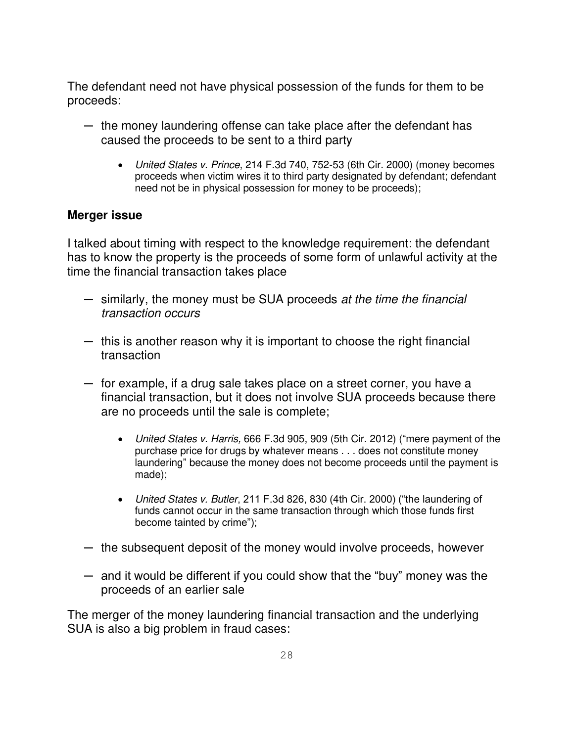The defendant need not have physical possession of the funds for them to be proceeds:

- the money laundering offense can take place after the defendant has caused the proceeds to be sent to a third party
    - *United States v. Prince*, 214 F.3d 740, 752-53 (6th Cir. 2000) (money becomes proceeds when victim wires it to third party designated by defendant; defendant need not be in physical possession for money to be proceeds);

**Merger issue**

I talked about timing with respect to the knowledge requirement: the defendant has to know the property is the proceeds of some form of unlawful activity at the time the financial transaction takes place

- similarly, the money must be SUA proceeds *at the time the financial transaction occurs*
- this is another reason why it is important to choose the right financial transaction
- for example, if a drug sale takes place on a street corner, you have a financial transaction, but it does not involve SUA proceeds because there are no proceeds until the sale is complete;
    - *United States v. Harris,* 666 F.3d 905, 909 (5th Cir. 2012) ("mere payment of the purchase price for drugs by whatever means . . . does not constitute money laundering" because the money does not become proceeds until the payment is made);
    - *United States v. Butler*, 211 F.3d 826, 830 (4th Cir. 2000) ("the laundering of funds cannot occur in the same transaction through which those funds first become tainted by crime");
- the subsequent deposit of the money would involve proceeds, however
- and it would be different if you could show that the "buy" money was the proceeds of an earlier sale

The merger of the money laundering financial transaction and the underlying SUA is also a big problem in fraud cases: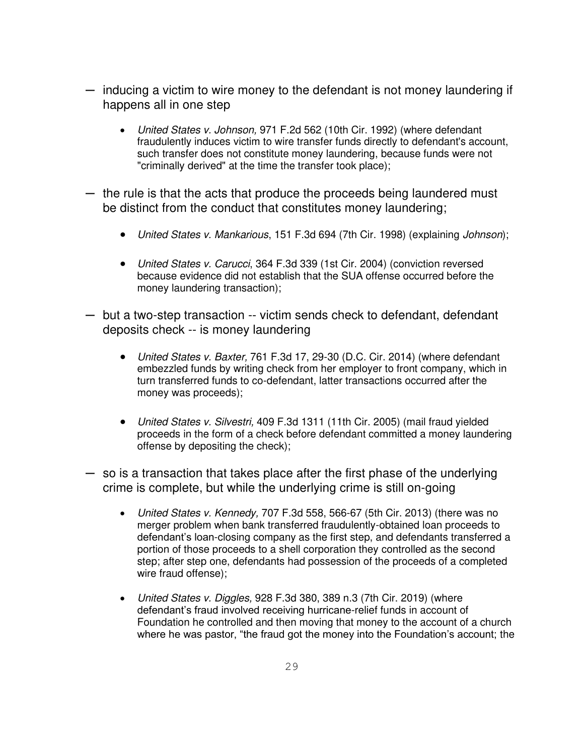- inducing a victim to wire money to the defendant is not money laundering if happens all in one step

    - *United States v. Johnson,* 971 F.2d 562 (10th Cir. 1992) (where defendant fraudulently induces victim to wire transfer funds directly to defendant's account, such transfer does not constitute money laundering, because funds were not "criminally derived" at the time the transfer took place);

- the rule is that the acts that produce the proceeds being laundered must be distinct from the conduct that constitutes money laundering;

    - *United States v. Mankarious*, 151 F.3d 694 (7th Cir. 1998) (explaining *Johnson*);

    - *United States v. Carucci*, 364 F.3d 339 (1st Cir. 2004) (conviction reversed because evidence did not establish that the SUA offense occurred before the money laundering transaction);

- but a two-step transaction -- victim sends check to defendant, defendant deposits check -- is money laundering

    - *United States v. Baxter,* 761 F.3d 17, 29-30 (D.C. Cir. 2014) (where defendant embezzled funds by writing check from her employer to front company, which in turn transferred funds to co-defendant, latter transactions occurred after the money was proceeds);

    - *United States v. Silvestri,* 409 F.3d 1311 (11th Cir. 2005) (mail fraud yielded proceeds in the form of a check before defendant committed a money laundering offense by depositing the check);

- so is a transaction that takes place after the first phase of the underlying crime is complete, but while the underlying crime is still on-going

    - *United States v. Kennedy,* 707 F.3d 558, 566-67 (5th Cir. 2013) (there was no merger problem when bank transferred fraudulently-obtained loan proceeds to defendant's loan-closing company as the first step, and defendants transferred a portion of those proceeds to a shell corporation they controlled as the second step; after step one, defendants had possession of the proceeds of a completed wire fraud offense);

    - *United States v. Diggles,* 928 F.3d 380, 389 n.3 (7th Cir. 2019) (where defendant's fraud involved receiving hurricane-relief funds in account of Foundation he controlled and then moving that money to the account of a church where he was pastor, "the fraud got the money into the Foundation's account; the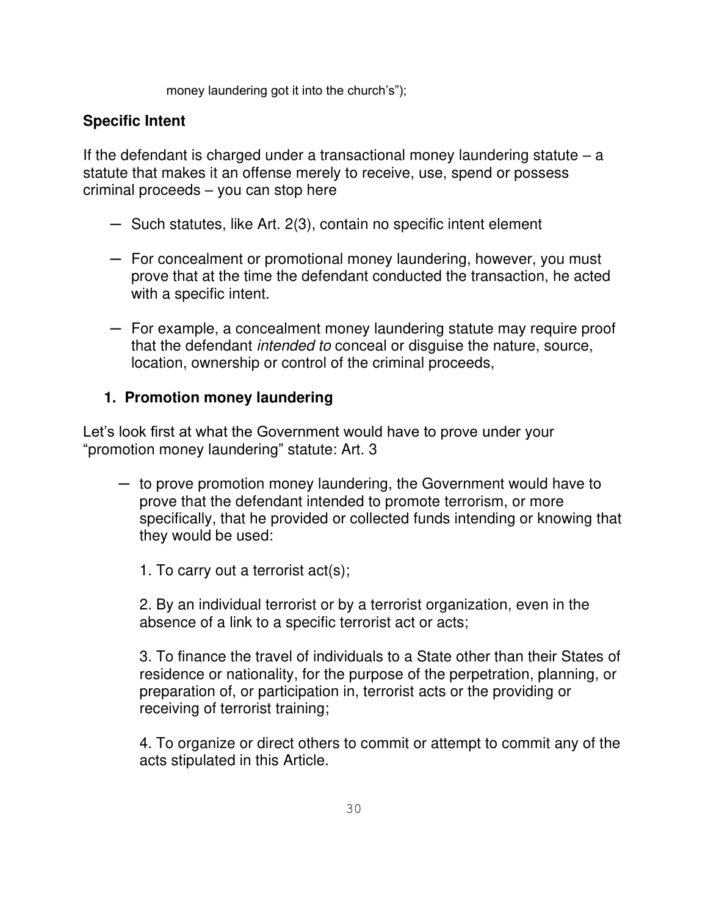money laundering got it into the church's");

## Specific Intent

If the defendant is charged under a transactional money laundering statute – a statute that makes it an offense merely to receive, use, spend or possess criminal proceeds – you can stop here

- Such statutes, like Art. 2(3), contain no specific intent element
- For concealment or promotional money laundering, however, you must prove that at the time the defendant conducted the transaction, he acted with a specific intent.
- For example, a concealment money laundering statute may require proof that the defendant *intended to* conceal or disguise the nature, source, location, ownership or control of the criminal proceeds,

### 1. Promotion money laundering

Let's look first at what the Government would have to prove under your "promotion money laundering" statute: Art. 3

- to prove promotion money laundering, the Government would have to prove that the defendant intended to promote terrorism, or more specifically, that he provided or collected funds intending or knowing that they would be used:

  1. To carry out a terrorist act(s);

  2. By an individual terrorist or by a terrorist organization, even in the absence of a link to a specific terrorist act or acts;

  3. To finance the travel of individuals to a State other than their States of residence or nationality, for the purpose of the perpetration, planning, or preparation of, or participation in, terrorist acts or the providing or receiving of terrorist training;

  4. To organize or direct others to commit or attempt to commit any of the acts stipulated in this Article.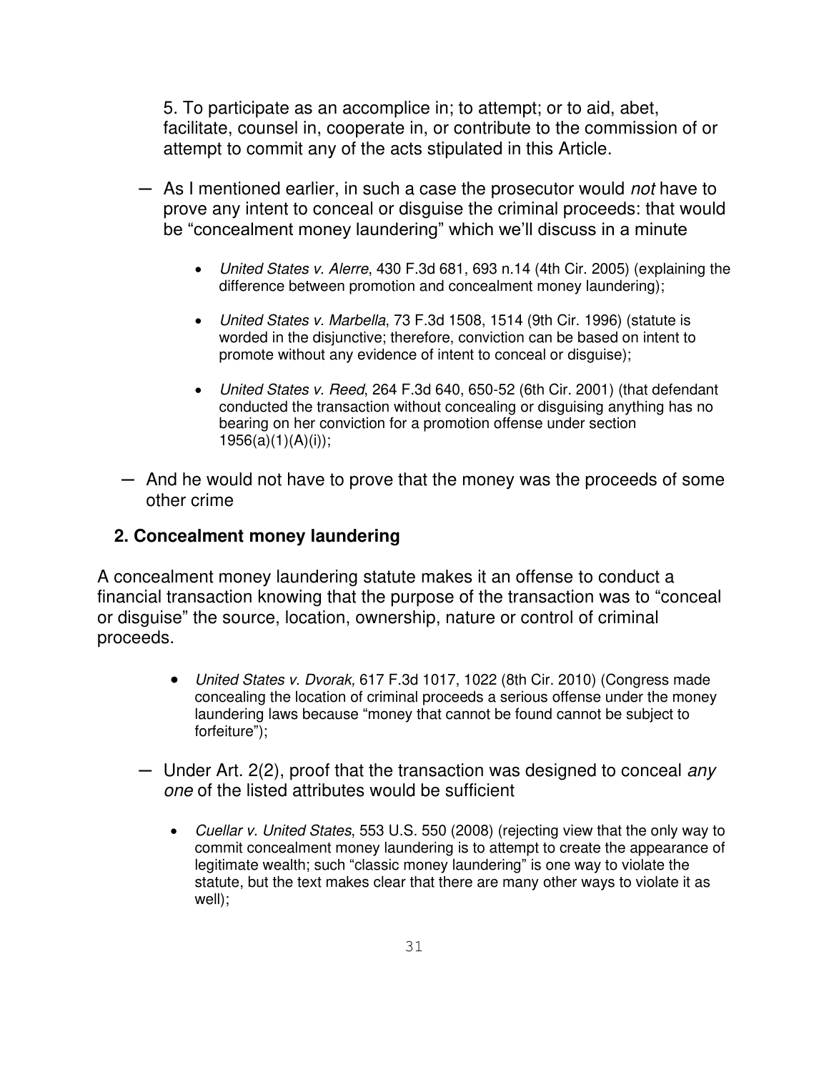5. To participate as an accomplice in; to attempt; or to aid, abet, facilitate, counsel in, cooperate in, or contribute to the commission of or attempt to commit any of the acts stipulated in this Article.

- As I mentioned earlier, in such a case the prosecutor would *not* have to prove any intent to conceal or disguise the criminal proceeds: that would be "concealment money laundering" which we'll discuss in a minute

    - *United States v. Alerre*, 430 F.3d 681, 693 n.14 (4th Cir. 2005) (explaining the difference between promotion and concealment money laundering);

    - *United States v. Marbella*, 73 F.3d 1508, 1514 (9th Cir. 1996) (statute is worded in the disjunctive; therefore, conviction can be based on intent to promote without any evidence of intent to conceal or disguise);

    - *United States v. Reed*, 264 F.3d 640, 650-52 (6th Cir. 2001) (that defendant conducted the transaction without concealing or disguising anything has no bearing on her conviction for a promotion offense under section 1956(a)(1)(A)(i));

- And he would not have to prove that the money was the proceeds of some other crime

**2. Concealment money laundering**

A concealment money laundering statute makes it an offense to conduct a financial transaction knowing that the purpose of the transaction was to "conceal or disguise" the source, location, ownership, nature or control of criminal proceeds.

- *United States v. Dvorak,* 617 F.3d 1017, 1022 (8th Cir. 2010) (Congress made concealing the location of criminal proceeds a serious offense under the money laundering laws because "money that cannot be found cannot be subject to forfeiture");

- Under Art. 2(2), proof that the transaction was designed to conceal *any one* of the listed attributes would be sufficient

    - *Cuellar v. United States*, 553 U.S. 550 (2008) (rejecting view that the only way to commit concealment money laundering is to attempt to create the appearance of legitimate wealth; such "classic money laundering" is one way to violate the statute, but the text makes clear that there are many other ways to violate it as well);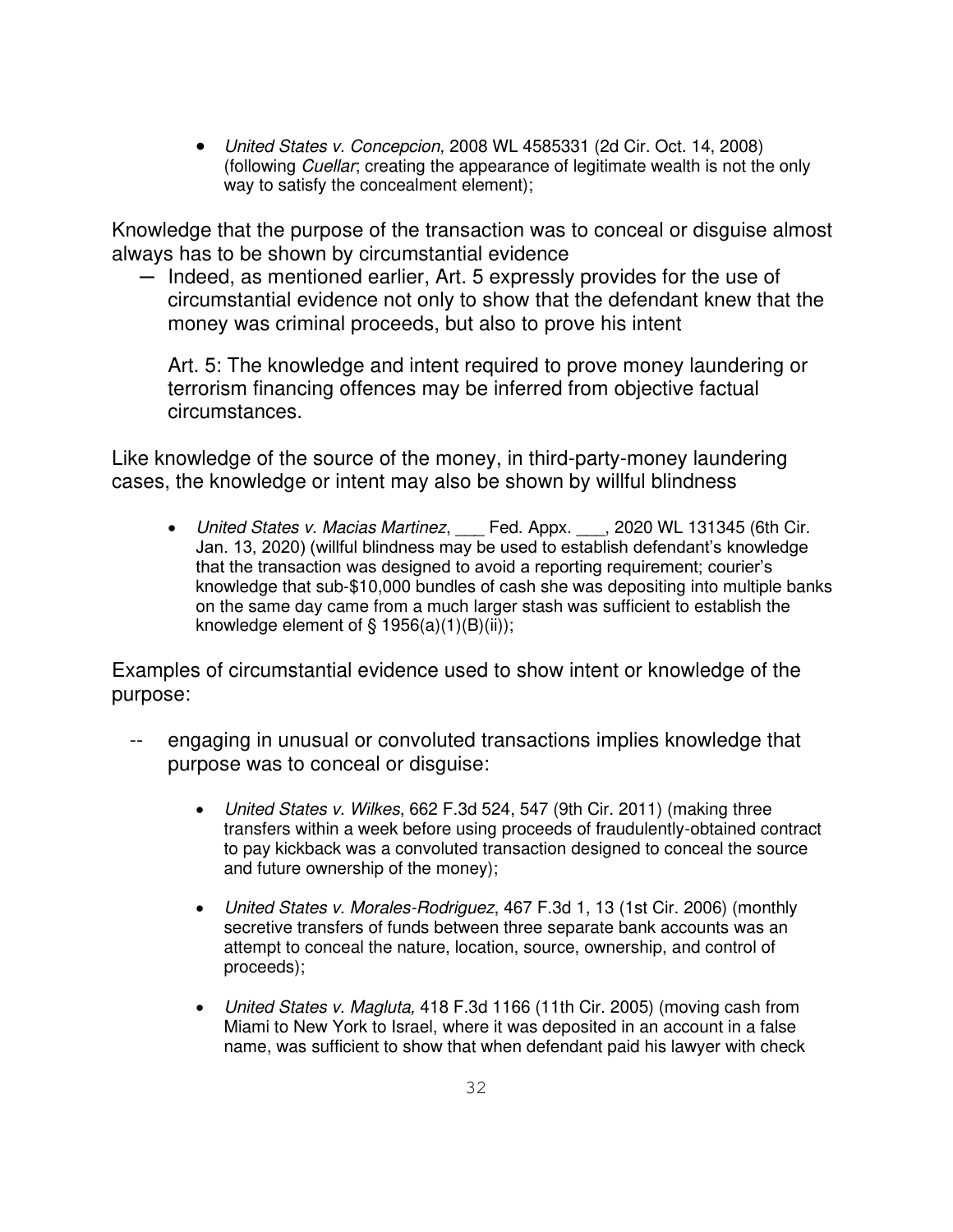- *United States v. Concepcion,* 2008 WL 4585331 (2d Cir. Oct. 14, 2008) (following *Cuellar*; creating the appearance of legitimate wealth is not the only way to satisfy the concealment element);

Knowledge that the purpose of the transaction was to conceal or disguise almost always has to be shown by circumstantial evidence

- Indeed, as mentioned earlier, Art. 5 expressly provides for the use of circumstantial evidence not only to show that the defendant knew that the money was criminal proceeds, but also to prove his intent

  Art. 5: The knowledge and intent required to prove money laundering or terrorism financing offences may be inferred from objective factual circumstances.

Like knowledge of the source of the money, in third-party-money laundering cases, the knowledge or intent may also be shown by willful blindness

- *United States v. Macias Martinez*, ___ Fed. Appx. ___, 2020 WL 131345 (6th Cir. Jan. 13, 2020) (willful blindness may be used to establish defendant's knowledge that the transaction was designed to avoid a reporting requirement; courier's knowledge that sub-$10,000 bundles of cash she was depositing into multiple banks on the same day came from a much larger stash was sufficient to establish the knowledge element of § 1956(a)(1)(B)(ii));

Examples of circumstantial evidence used to show intent or knowledge of the purpose:

- engaging in unusual or convoluted transactions implies knowledge that purpose was to conceal or disguise:

  - *United States v. Wilkes*, 662 F.3d 524, 547 (9th Cir. 2011) (making three transfers within a week before using proceeds of fraudulently-obtained contract to pay kickback was a convoluted transaction designed to conceal the source and future ownership of the money);

  - *United States v. Morales-Rodriguez*, 467 F.3d 1, 13 (1st Cir. 2006) (monthly secretive transfers of funds between three separate bank accounts was an attempt to conceal the nature, location, source, ownership, and control of proceeds);

  - *United States v. Magluta,* 418 F.3d 1166 (11th Cir. 2005) (moving cash from Miami to New York to Israel, where it was deposited in an account in a false name, was sufficient to show that when defendant paid his lawyer with check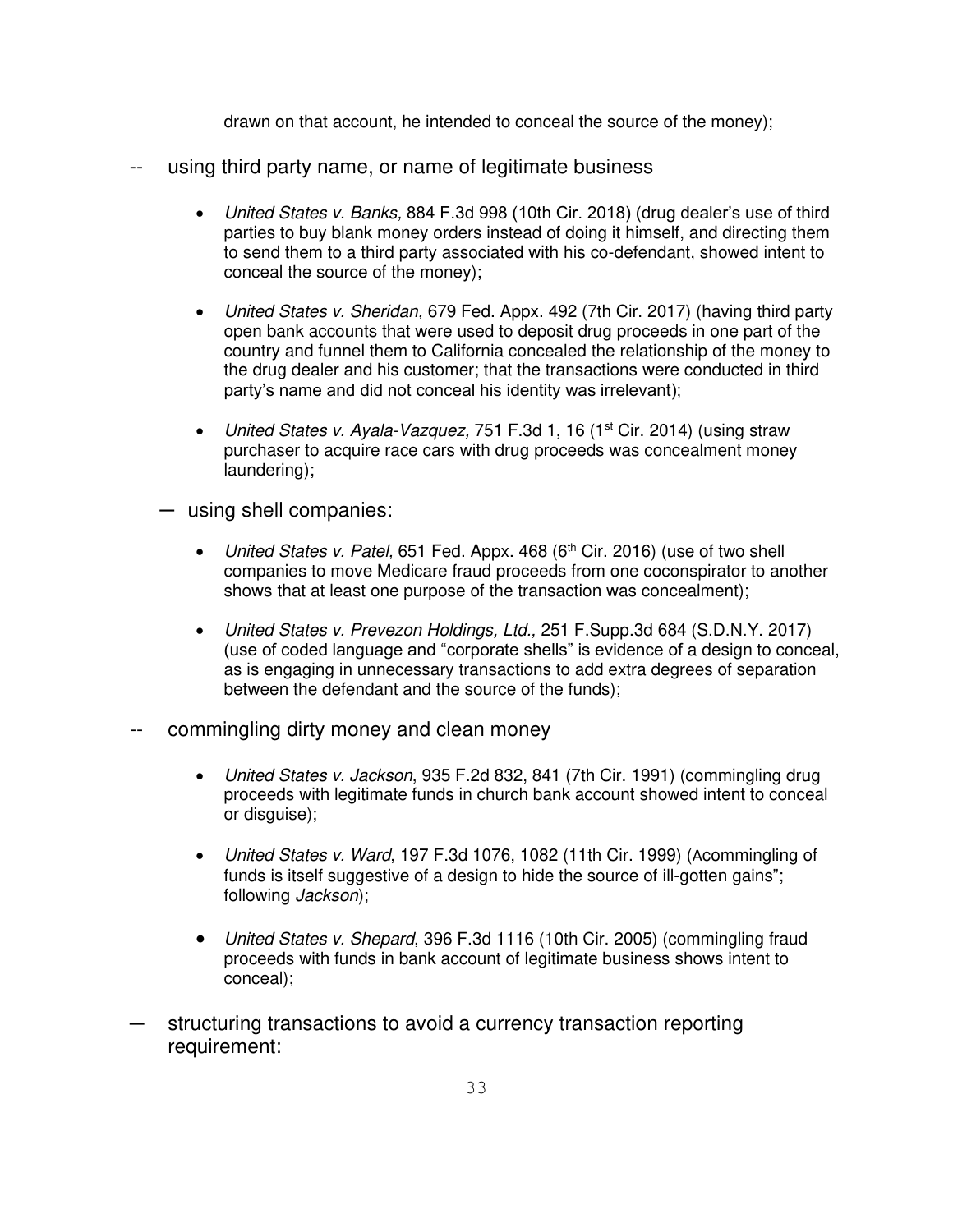drawn on that account, he intended to conceal the source of the money);

-- using third party name, or name of legitimate business

- *United States v. Banks,* 884 F.3d 998 (10th Cir. 2018) (drug dealer's use of third parties to buy blank money orders instead of doing it himself, and directing them to send them to a third party associated with his co-defendant, showed intent to conceal the source of the money);

- *United States v. Sheridan,* 679 Fed. Appx. 492 (7th Cir. 2017) (having third party open bank accounts that were used to deposit drug proceeds in one part of the country and funnel them to California concealed the relationship of the money to the drug dealer and his customer; that the transactions were conducted in third party's name and did not conceal his identity was irrelevant);

- *United States v. Ayala-Vazquez,* 751 F.3d 1, 16 (1st Cir. 2014) (using straw purchaser to acquire race cars with drug proceeds was concealment money laundering);

— using shell companies:

- *United States v. Patel,* 651 Fed. Appx. 468 (6th Cir. 2016) (use of two shell companies to move Medicare fraud proceeds from one coconspirator to another shows that at least one purpose of the transaction was concealment);

- *United States v. Prevezon Holdings, Ltd.,* 251 F.Supp.3d 684 (S.D.N.Y. 2017) (use of coded language and "corporate shells" is evidence of a design to conceal, as is engaging in unnecessary transactions to add extra degrees of separation between the defendant and the source of the funds);

-- commingling dirty money and clean money

- *United States v. Jackson*, 935 F.2d 832, 841 (7th Cir. 1991) (commingling drug proceeds with legitimate funds in church bank account showed intent to conceal or disguise);

- *United States v. Ward*, 197 F.3d 1076, 1082 (11th Cir. 1999) (Acommingling of funds is itself suggestive of a design to hide the source of ill-gotten gains"; following *Jackson*);

- *United States v. Shepard*, 396 F.3d 1116 (10th Cir. 2005) (commingling fraud proceeds with funds in bank account of legitimate business shows intent to conceal);

— structuring transactions to avoid a currency transaction reporting requirement: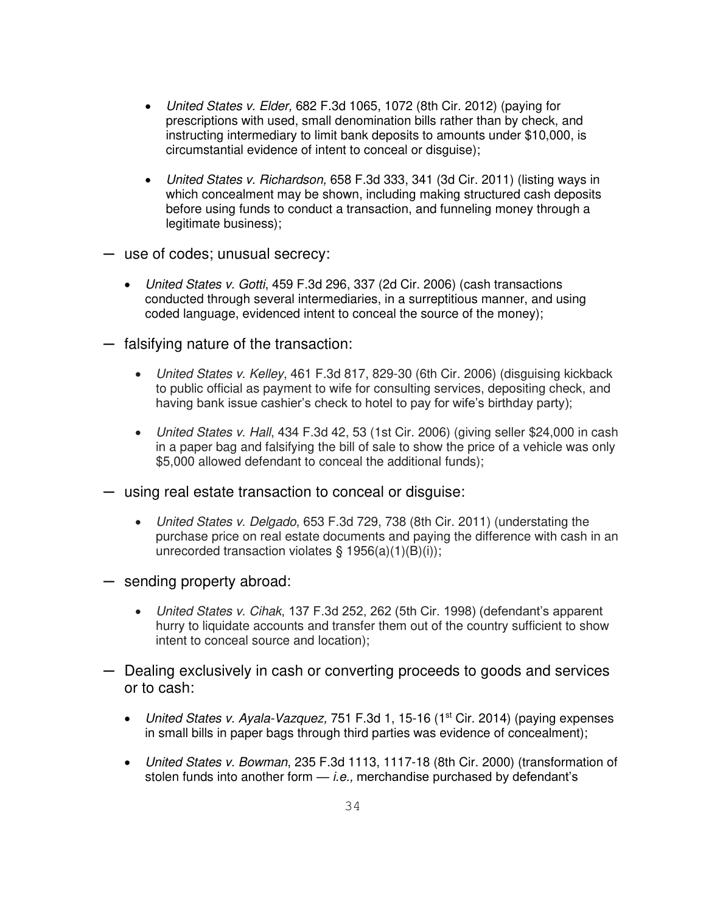- *United States v. Elder,* 682 F.3d 1065, 1072 (8th Cir. 2012) (paying for prescriptions with used, small denomination bills rather than by check, and instructing intermediary to limit bank deposits to amounts under $10,000, is circumstantial evidence of intent to conceal or disguise);

- *United States v. Richardson,* 658 F.3d 333, 341 (3d Cir. 2011) (listing ways in which concealment may be shown, including making structured cash deposits before using funds to conduct a transaction, and funneling money through a legitimate business);

— use of codes; unusual secrecy:

- *United States v. Gotti*, 459 F.3d 296, 337 (2d Cir. 2006) (cash transactions conducted through several intermediaries, in a surreptitious manner, and using coded language, evidenced intent to conceal the source of the money);

— falsifying nature of the transaction:

- *United States v. Kelley*, 461 F.3d 817, 829-30 (6th Cir. 2006) (disguising kickback to public official as payment to wife for consulting services, depositing check, and having bank issue cashier's check to hotel to pay for wife's birthday party);

- *United States v. Hall*, 434 F.3d 42, 53 (1st Cir. 2006) (giving seller $24,000 in cash in a paper bag and falsifying the bill of sale to show the price of a vehicle was only $5,000 allowed defendant to conceal the additional funds);

— using real estate transaction to conceal or disguise:

- *United States v. Delgado*, 653 F.3d 729, 738 (8th Cir. 2011) (understating the purchase price on real estate documents and paying the difference with cash in an unrecorded transaction violates § 1956(a)(1)(B)(i));

— sending property abroad:

- *United States v. Cihak*, 137 F.3d 252, 262 (5th Cir. 1998) (defendant's apparent hurry to liquidate accounts and transfer them out of the country sufficient to show intent to conceal source and location);

— Dealing exclusively in cash or converting proceeds to goods and services or to cash:

- *United States v. Ayala-Vazquez,* 751 F.3d 1, 15-16 (1st Cir. 2014) (paying expenses in small bills in paper bags through third parties was evidence of concealment);

- *United States v. Bowman*, 235 F.3d 1113, 1117-18 (8th Cir. 2000) (transformation of stolen funds into another form — *i.e.,* merchandise purchased by defendant's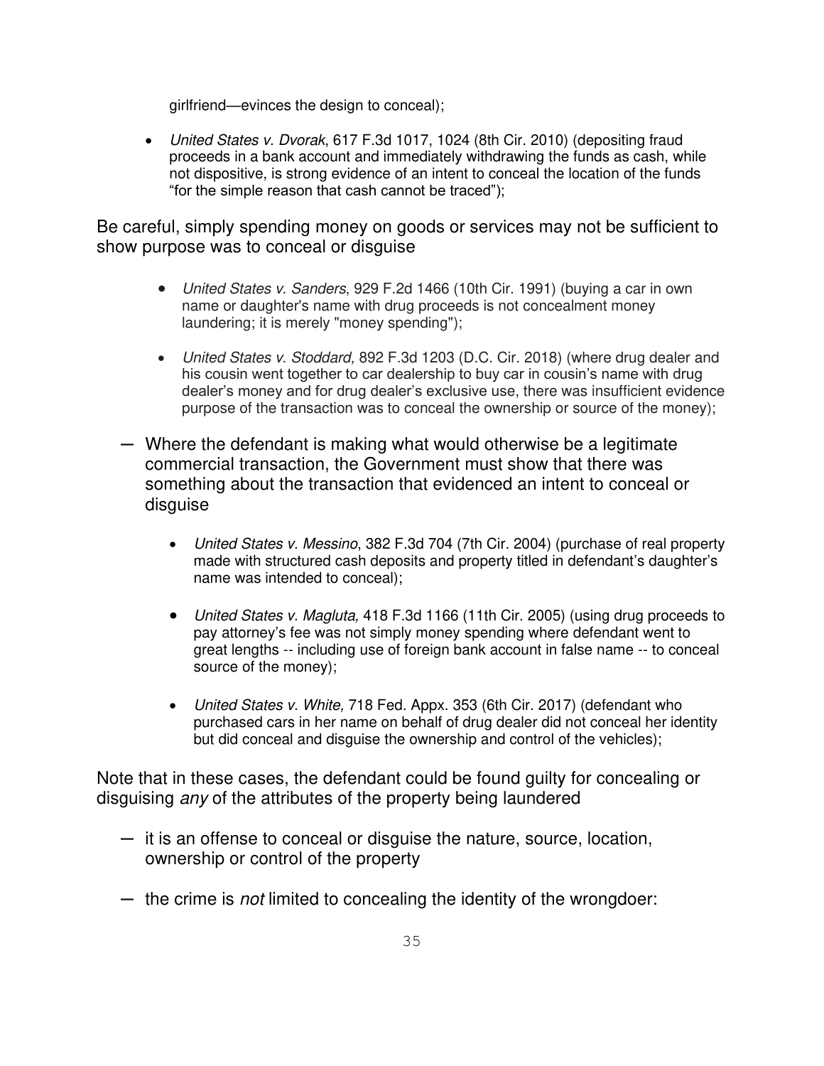girlfriend—evinces the design to conceal);

- *United States v. Dvorak*, 617 F.3d 1017, 1024 (8th Cir. 2010) (depositing fraud proceeds in a bank account and immediately withdrawing the funds as cash, while not dispositive, is strong evidence of an intent to conceal the location of the funds "for the simple reason that cash cannot be traced");

Be careful, simply spending money on goods or services may not be sufficient to show purpose was to conceal or disguise

- *United States v. Sanders*, 929 F.2d 1466 (10th Cir. 1991) (buying a car in own name or daughter's name with drug proceeds is not concealment money laundering; it is merely "money spending");
- *United States v. Stoddard,* 892 F.3d 1203 (D.C. Cir. 2018) (where drug dealer and his cousin went together to car dealership to buy car in cousin's name with drug dealer's money and for drug dealer's exclusive use, there was insufficient evidence purpose of the transaction was to conceal the ownership or source of the money);

- Where the defendant is making what would otherwise be a legitimate commercial transaction, the Government must show that there was something about the transaction that evidenced an intent to conceal or disguise
  - *United States v. Messino*, 382 F.3d 704 (7th Cir. 2004) (purchase of real property made with structured cash deposits and property titled in defendant's daughter's name was intended to conceal);
  - *United States v. Magluta,* 418 F.3d 1166 (11th Cir. 2005) (using drug proceeds to pay attorney's fee was not simply money spending where defendant went to great lengths -- including use of foreign bank account in false name -- to conceal source of the money);
  - *United States v. White,* 718 Fed. Appx. 353 (6th Cir. 2017) (defendant who purchased cars in her name on behalf of drug dealer did not conceal her identity but did conceal and disguise the ownership and control of the vehicles);

Note that in these cases, the defendant could be found guilty for concealing or disguising *any* of the attributes of the property being laundered

- it is an offense to conceal or disguise the nature, source, location, ownership or control of the property
- the crime is *not* limited to concealing the identity of the wrongdoer: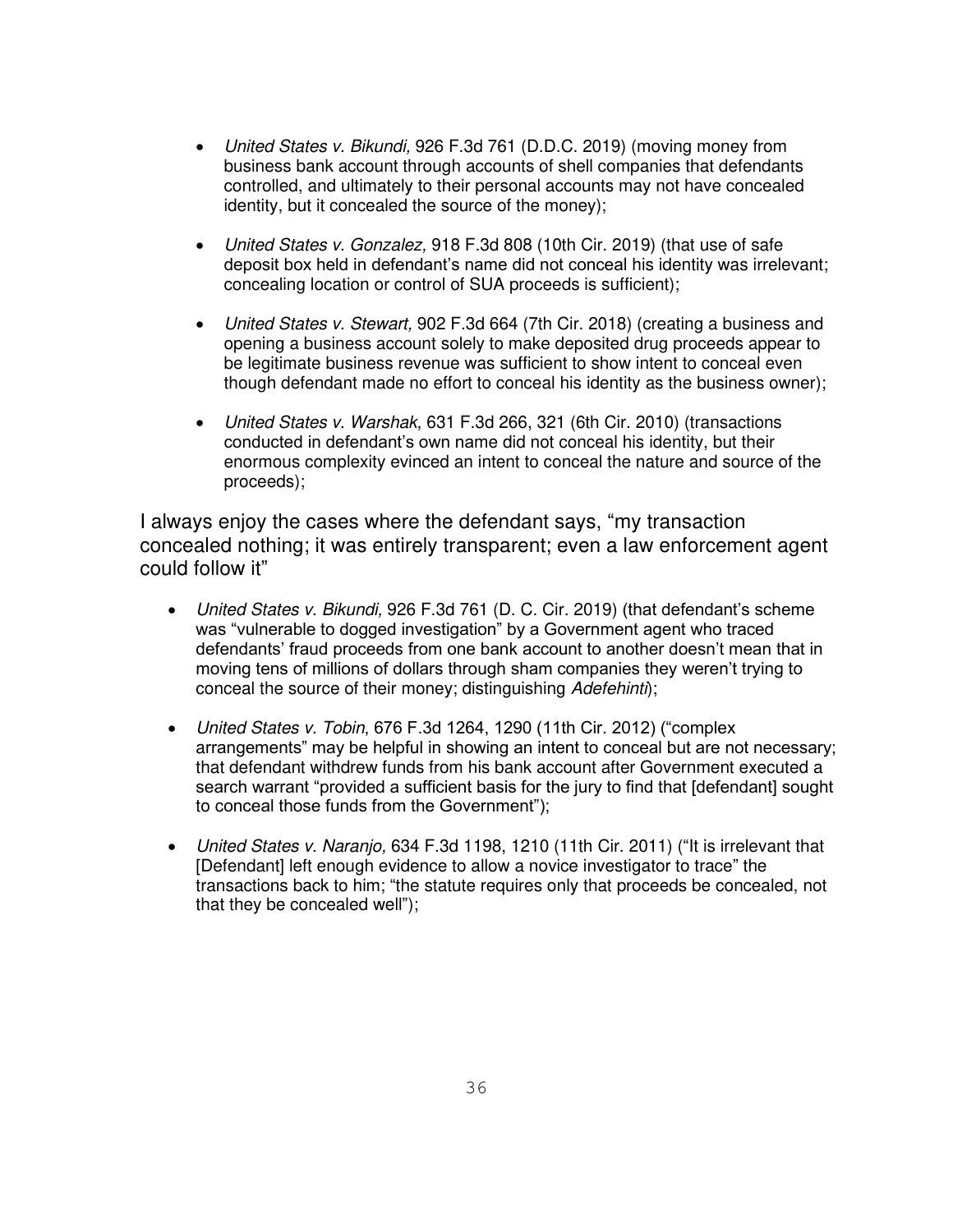- *United States v. Bikundi,* 926 F.3d 761 (D.D.C. 2019) (moving money from business bank account through accounts of shell companies that defendants controlled, and ultimately to their personal accounts may not have concealed identity, but it concealed the source of the money);

- *United States v. Gonzalez,* 918 F.3d 808 (10th Cir. 2019) (that use of safe deposit box held in defendant's name did not conceal his identity was irrelevant; concealing location or control of SUA proceeds is sufficient);

- *United States v. Stewart,* 902 F.3d 664 (7th Cir. 2018) (creating a business and opening a business account solely to make deposited drug proceeds appear to be legitimate business revenue was sufficient to show intent to conceal even though defendant made no effort to conceal his identity as the business owner);

- *United States v. Warshak*, 631 F.3d 266, 321 (6th Cir. 2010) (transactions conducted in defendant's own name did not conceal his identity, but their enormous complexity evinced an intent to conceal the nature and source of the proceeds);

I always enjoy the cases where the defendant says, "my transaction concealed nothing; it was entirely transparent; even a law enforcement agent could follow it"

- *United States v. Bikundi,* 926 F.3d 761 (D. C. Cir. 2019) (that defendant's scheme was "vulnerable to dogged investigation" by a Government agent who traced defendants' fraud proceeds from one bank account to another doesn't mean that in moving tens of millions of dollars through sham companies they weren't trying to conceal the source of their money; distinguishing *Adefehinti*);

- *United States v. Tobin*, 676 F.3d 1264, 1290 (11th Cir. 2012) ("complex arrangements" may be helpful in showing an intent to conceal but are not necessary; that defendant withdrew funds from his bank account after Government executed a search warrant "provided a sufficient basis for the jury to find that [defendant] sought to conceal those funds from the Government");

- *United States v. Naranjo,* 634 F.3d 1198, 1210 (11th Cir. 2011) ("It is irrelevant that [Defendant] left enough evidence to allow a novice investigator to trace" the transactions back to him; "the statute requires only that proceeds be concealed, not that they be concealed well");